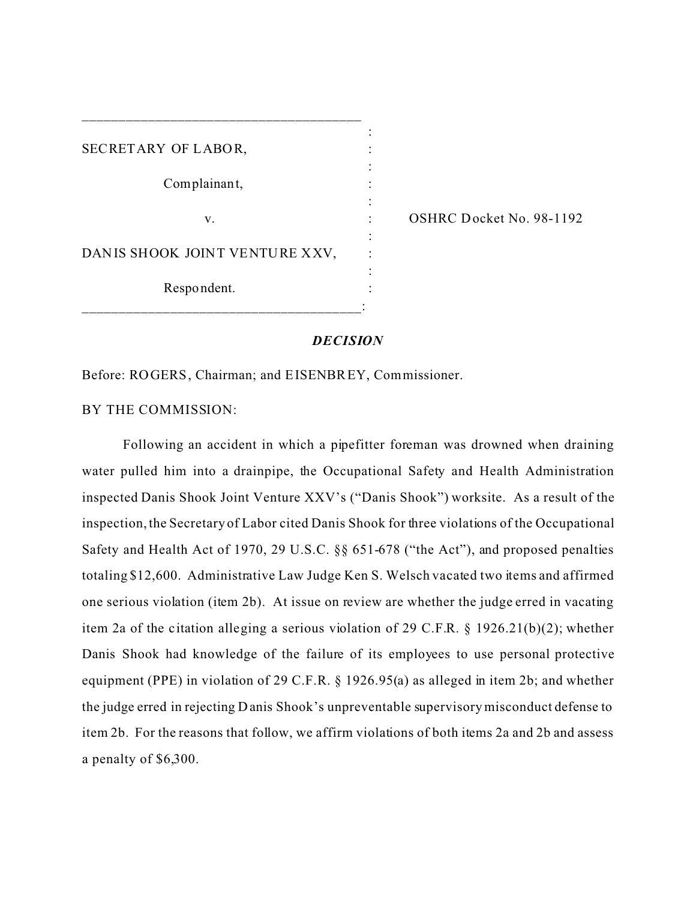SECRETARY OF LABOR,

Complainant,

v.

DANIS SHOOK JOINT VENTURE XXV,

Respondent.

OSHRC Docket No. 98-1192

***DECISION***

Before: ROGERS, Chairman; and EISENBREY, Commissioner.

BY THE COMMISSION:

Following an accident in which a pipefitter foreman was drowned when draining water pulled him into a drainpipe, the Occupational Safety and Health Administration inspected Danis Shook Joint Venture XXV's ("Danis Shook") worksite. As a result of the inspection, the Secretary of Labor cited Danis Shook for three violations of the Occupational Safety and Health Act of 1970, 29 U.S.C. §§ 651-678 ("the Act"), and proposed penalties totaling $12,600. Administrative Law Judge Ken S. Welsch vacated two items and affirmed one serious violation (item 2b). At issue on review are whether the judge erred in vacating item 2a of the citation alleging a serious violation of 29 C.F.R. § 1926.21(b)(2); whether Danis Shook had knowledge of the failure of its employees to use personal protective equipment (PPE) in violation of 29 C.F.R. § 1926.95(a) as alleged in item 2b; and whether the judge erred in rejecting Danis Shook's unpreventable supervisory misconduct defense to item 2b. For the reasons that follow, we affirm violations of both items 2a and 2b and assess a penalty of $6,300.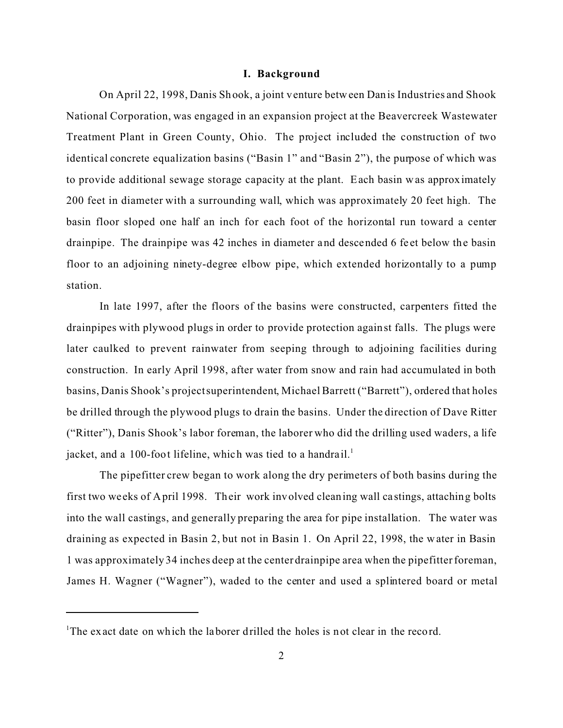## I. Background

On April 22, 1998, Danis Shook, a joint venture between Danis Industries and Shook National Corporation, was engaged in an expansion project at the Beavercreek Wastewater Treatment Plant in Green County, Ohio. The project included the construction of two identical concrete equalization basins ("Basin 1" and "Basin 2"), the purpose of which was to provide additional sewage storage capacity at the plant. Each basin was approximately 200 feet in diameter with a surrounding wall, which was approximately 20 feet high. The basin floor sloped one half an inch for each foot of the horizontal run toward a center drainpipe. The drainpipe was 42 inches in diameter and descended 6 feet below the basin floor to an adjoining ninety-degree elbow pipe, which extended horizontally to a pump station.

In late 1997, after the floors of the basins were constructed, carpenters fitted the drainpipes with plywood plugs in order to provide protection against falls. The plugs were later caulked to prevent rainwater from seeping through to adjoining facilities during construction. In early April 1998, after water from snow and rain had accumulated in both basins, Danis Shook's project superintendent, Michael Barrett ("Barrett"), ordered that holes be drilled through the plywood plugs to drain the basins. Under the direction of Dave Ritter ("Ritter"), Danis Shook's labor foreman, the laborer who did the drilling used waders, a life jacket, and a 100-foot lifeline, which was tied to a handrail.[1]

The pipefitter crew began to work along the dry perimeters of both basins during the first two weeks of April 1998. Their work involved cleaning wall castings, attaching bolts into the wall castings, and generally preparing the area for pipe installation. The water was draining as expected in Basin 2, but not in Basin 1. On April 22, 1998, the water in Basin 1 was approximately 34 inches deep at the center drainpipe area when the pipefitter foreman, James H. Wagner ("Wagner"), waded to the center and used a splintered board or metal

---

[1] The exact date on which the laborer drilled the holes is not clear in the record.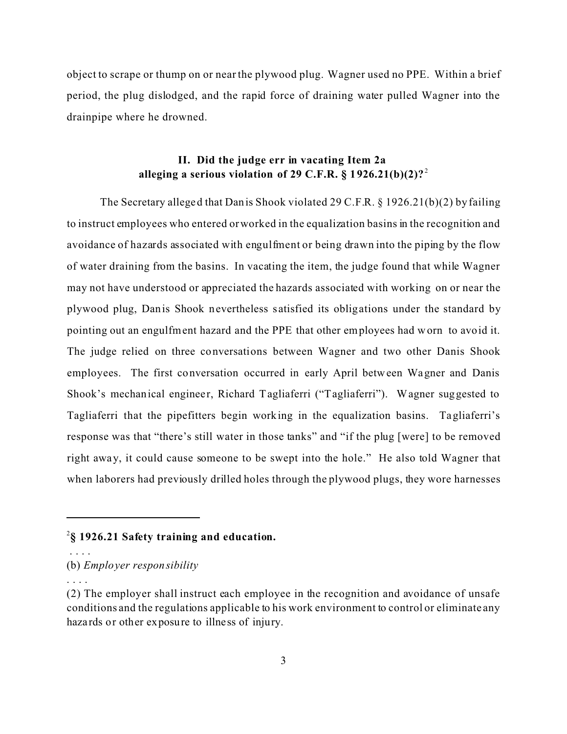object to scrape or thump on or near the plywood plug. Wagner used no PPE. Within a brief period, the plug dislodged, and the rapid force of draining water pulled Wagner into the drainpipe where he drowned.

## II. Did the judge err in vacating Item 2a alleging a serious violation of 29 C.F.R. § 1926.21(b)(2)?[2]

The Secretary alleged that Danis Shook violated 29 C.F.R. § 1926.21(b)(2) by failing to instruct employees who entered or worked in the equalization basins in the recognition and avoidance of hazards associated with engulfment or being drawn into the piping by the flow of water draining from the basins. In vacating the item, the judge found that while Wagner may not have understood or appreciated the hazards associated with working on or near the plywood plug, Danis Shook nevertheless satisfied its obligations under the standard by pointing out an engulfment hazard and the PPE that other employees had worn to avoid it. The judge relied on three conversations between Wagner and two other Danis Shook employees. The first conversation occurred in early April between Wagner and Danis Shook's mechanical engineer, Richard Tagliaferri ("Tagliaferri"). Wagner suggested to Tagliaferri that the pipefitters begin working in the equalization basins. Tagliaferri's response was that "there's still water in those tanks" and "if the plug [were] to be removed right away, it could cause someone to be swept into the hole." He also told Wagner that when laborers had previously drilled holes through the plywood plugs, they wore harnesses

---

[2] **§ 1926.21 Safety training and education.**

. . . .

(b) *Employer responsibility*

. . . .

(2) The employer shall instruct each employee in the recognition and avoidance of unsafe conditions and the regulations applicable to his work environment to control or eliminate any hazards or other exposure to illness of injury.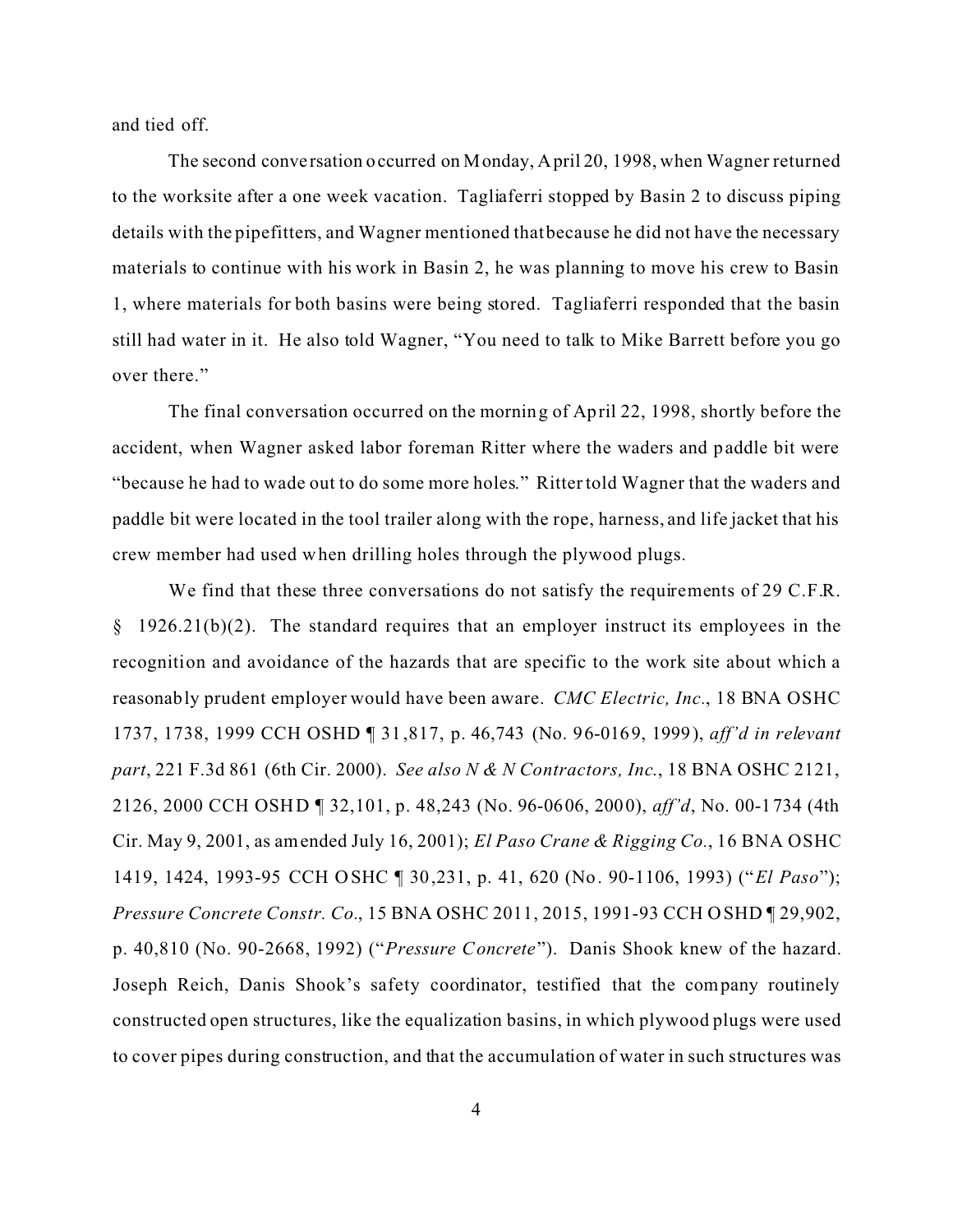and tied off.

The second conversation occurred on Monday, April 20, 1998, when Wagner returned to the worksite after a one week vacation. Tagliaferri stopped by Basin 2 to discuss piping details with the pipefitters, and Wagner mentioned that because he did not have the necessary materials to continue with his work in Basin 2, he was planning to move his crew to Basin 1, where materials for both basins were being stored. Tagliaferri responded that the basin still had water in it. He also told Wagner, "You need to talk to Mike Barrett before you go over there."

The final conversation occurred on the morning of April 22, 1998, shortly before the accident, when Wagner asked labor foreman Ritter where the waders and paddle bit were "because he had to wade out to do some more holes." Ritter told Wagner that the waders and paddle bit were located in the tool trailer along with the rope, harness, and life jacket that his crew member had used when drilling holes through the plywood plugs.

We find that these three conversations do not satisfy the requirements of 29 C.F.R. § 1926.21(b)(2). The standard requires that an employer instruct its employees in the recognition and avoidance of the hazards that are specific to the work site about which a reasonably prudent employer would have been aware. *CMC Electric, Inc.*, 18 BNA OSHC 1737, 1738, 1999 CCH OSHD ¶ 31,817, p. 46,743 (No. 96-0169, 1999), *aff'd in relevant part*, 221 F.3d 861 (6th Cir. 2000). *See also N & N Contractors, Inc.*, 18 BNA OSHC 2121, 2126, 2000 CCH OSHD ¶ 32,101, p. 48,243 (No. 96-0606, 2000), *aff'd*, No. 00-1734 (4th Cir. May 9, 2001, as amended July 16, 2001); *El Paso Crane & Rigging Co.*, 16 BNA OSHC 1419, 1424, 1993-95 CCH OSHC ¶ 30,231, p. 41, 620 (No. 90-1106, 1993) ("*El Paso*"); *Pressure Concrete Constr. Co.*, 15 BNA OSHC 2011, 2015, 1991-93 CCH OSHD ¶ 29,902, p. 40,810 (No. 90-2668, 1992) ("*Pressure Concrete*"). Danis Shook knew of the hazard. Joseph Reich, Danis Shook's safety coordinator, testified that the company routinely constructed open structures, like the equalization basins, in which plywood plugs were used to cover pipes during construction, and that the accumulation of water in such structures was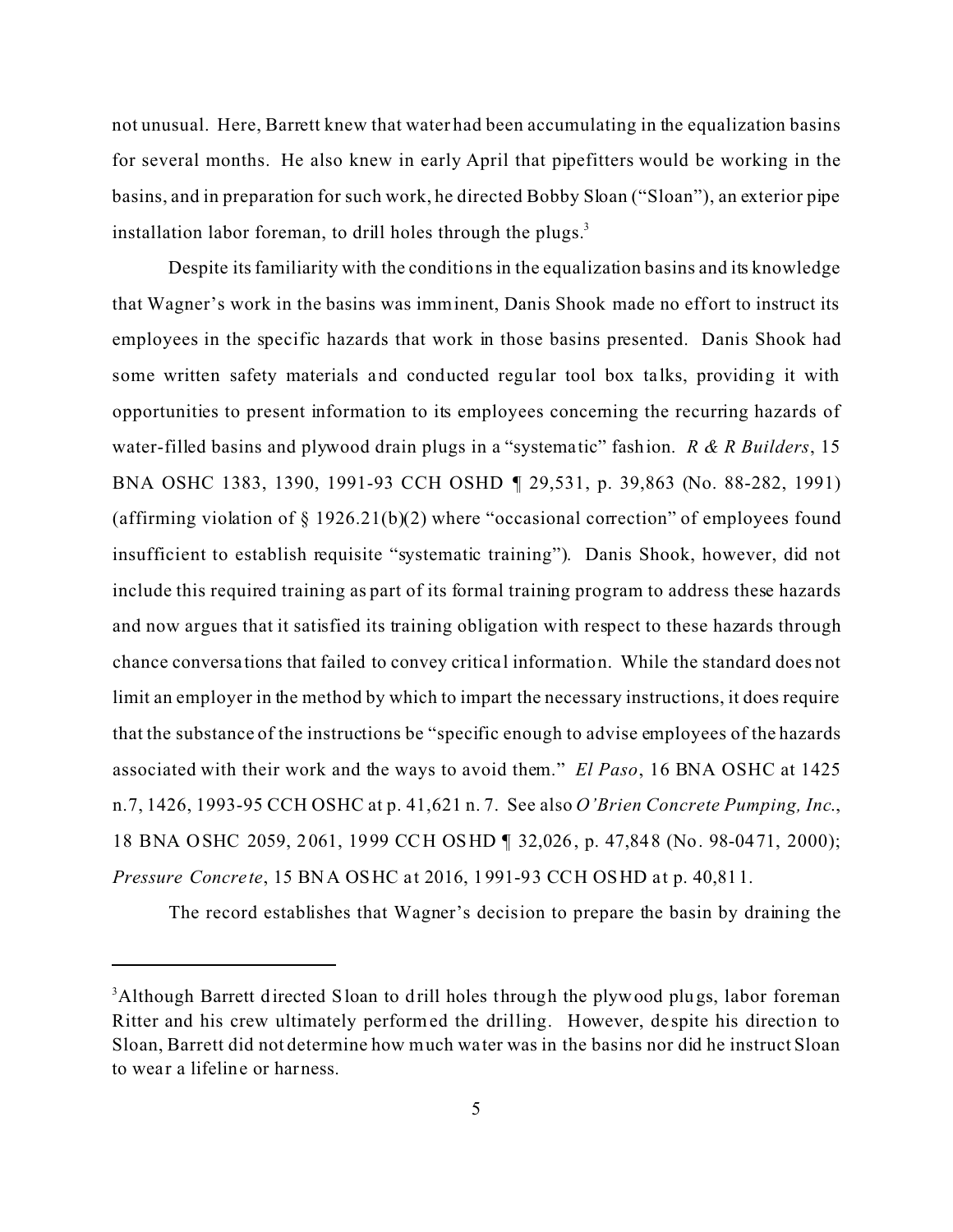not unusual. Here, Barrett knew that water had been accumulating in the equalization basins for several months. He also knew in early April that pipefitters would be working in the basins, and in preparation for such work, he directed Bobby Sloan ("Sloan"), an exterior pipe installation labor foreman, to drill holes through the plugs.[3]

Despite its familiarity with the conditions in the equalization basins and its knowledge that Wagner's work in the basins was imminent, Danis Shook made no effort to instruct its employees in the specific hazards that work in those basins presented. Danis Shook had some written safety materials and conducted regular tool box talks, providing it with opportunities to present information to its employees concerning the recurring hazards of water-filled basins and plywood drain plugs in a "systematic" fashion. *R & R Builders*, 15 BNA OSHC 1383, 1390, 1991-93 CCH OSHD ¶ 29,531, p. 39,863 (No. 88-282, 1991) (affirming violation of § 1926.21(b)(2) where "occasional correction" of employees found insufficient to establish requisite "systematic training"). Danis Shook, however, did not include this required training as part of its formal training program to address these hazards and now argues that it satisfied its training obligation with respect to these hazards through chance conversations that failed to convey critical information. While the standard does not limit an employer in the method by which to impart the necessary instructions, it does require that the substance of the instructions be "specific enough to advise employees of the hazards associated with their work and the ways to avoid them." *El Paso*, 16 BNA OSHC at 1425 n.7, 1426, 1993-95 CCH OSHC at p. 41,621 n. 7. See also *O'Brien Concrete Pumping, Inc.*, 18 BNA OSHC 2059, 2061, 1999 CCH OSHD ¶ 32,026, p. 47,848 (No. 98-0471, 2000); *Pressure Concrete*, 15 BNA OSHC at 2016, 1991-93 CCH OSHD at p. 40,811.

The record establishes that Wagner's decision to prepare the basin by draining the

---

[3]Although Barrett directed Sloan to drill holes through the plywood plugs, labor foreman Ritter and his crew ultimately performed the drilling. However, despite his direction to Sloan, Barrett did not determine how much water was in the basins nor did he instruct Sloan to wear a lifeline or harness.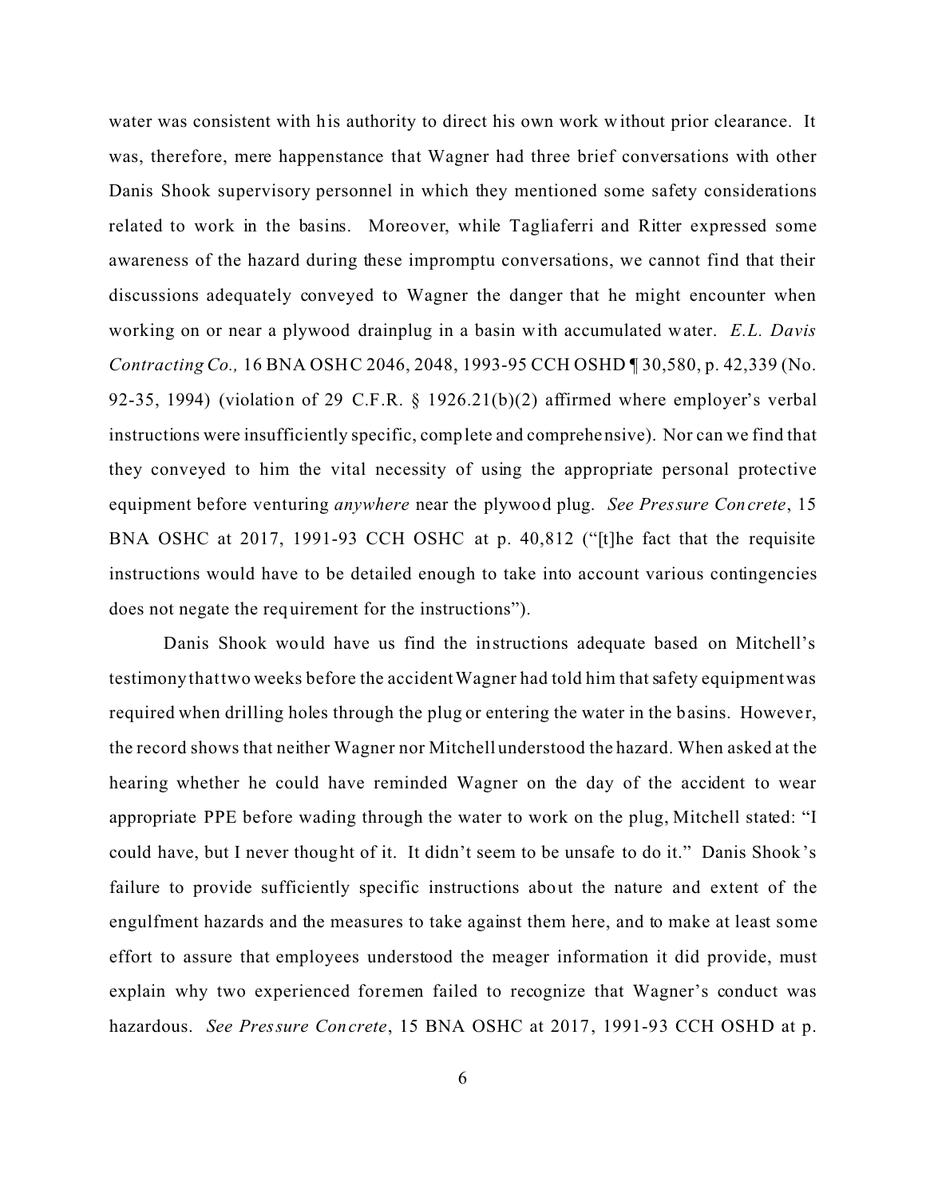water was consistent with his authority to direct his own work without prior clearance. It was, therefore, mere happenstance that Wagner had three brief conversations with other Danis Shook supervisory personnel in which they mentioned some safety considerations related to work in the basins. Moreover, while Tagliaferri and Ritter expressed some awareness of the hazard during these impromptu conversations, we cannot find that their discussions adequately conveyed to Wagner the danger that he might encounter when working on or near a plywood drainplug in a basin with accumulated water. *E.L. Davis Contracting Co.,* 16 BNA OSHC 2046, 2048, 1993-95 CCH OSHD ¶ 30,580, p. 42,339 (No. 92-35, 1994) (violation of 29 C.F.R. § 1926.21(b)(2) affirmed where employer's verbal instructions were insufficiently specific, complete and comprehensive). Nor can we find that they conveyed to him the vital necessity of using the appropriate personal protective equipment before venturing *anywhere* near the plywood plug. *See Pressure Concrete*, 15 BNA OSHC at 2017, 1991-93 CCH OSHC at p. 40,812 ("[t]he fact that the requisite instructions would have to be detailed enough to take into account various contingencies does not negate the requirement for the instructions").

Danis Shook would have us find the instructions adequate based on Mitchell's testimony that two weeks before the accident Wagner had told him that safety equipment was required when drilling holes through the plug or entering the water in the basins. However, the record shows that neither Wagner nor Mitchell understood the hazard. When asked at the hearing whether he could have reminded Wagner on the day of the accident to wear appropriate PPE before wading through the water to work on the plug, Mitchell stated: "I could have, but I never thought of it. It didn't seem to be unsafe to do it." Danis Shook's failure to provide sufficiently specific instructions about the nature and extent of the engulfment hazards and the measures to take against them here, and to make at least some effort to assure that employees understood the meager information it did provide, must explain why two experienced foremen failed to recognize that Wagner's conduct was hazardous. *See Pressure Concrete*, 15 BNA OSHC at 2017, 1991-93 CCH OSHD at p.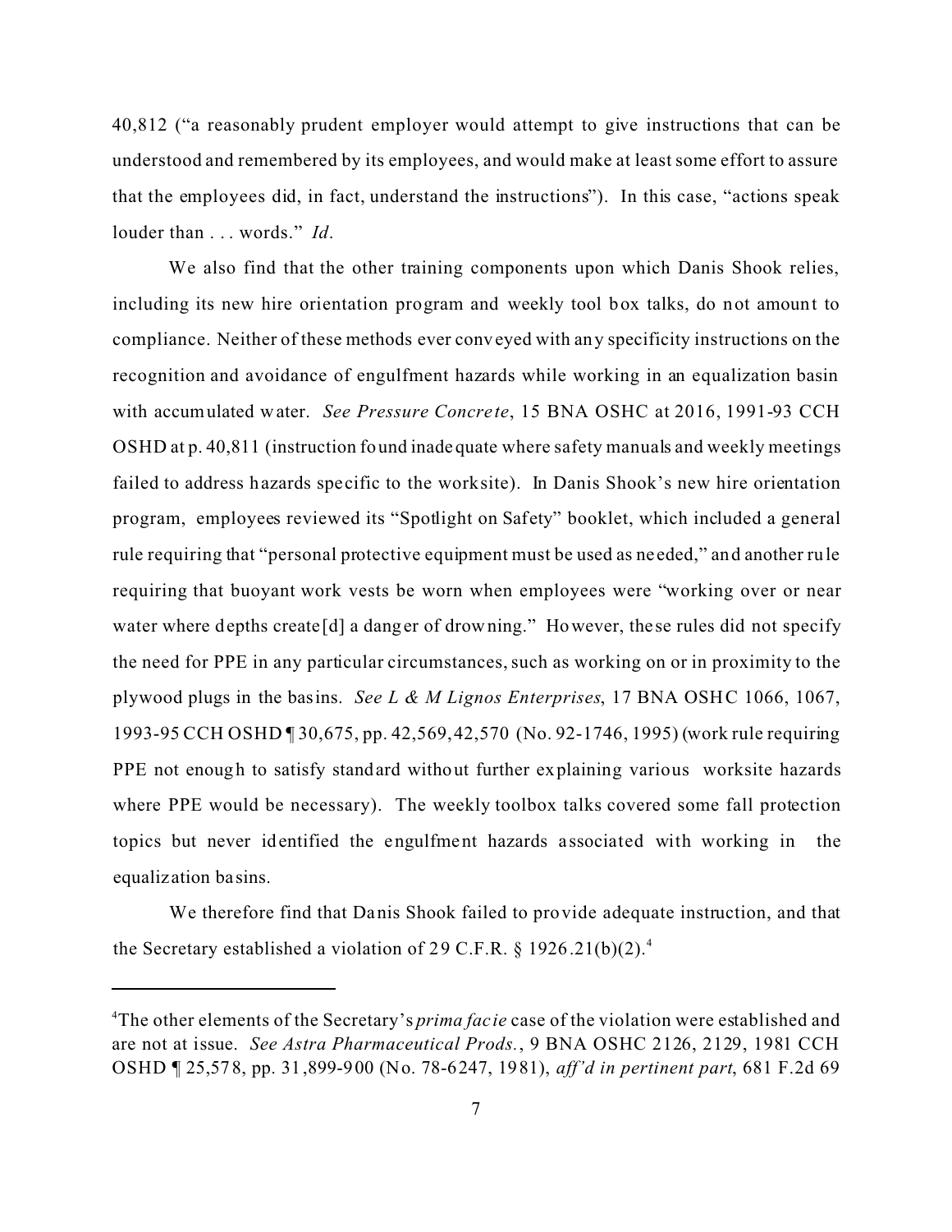40,812 ("a reasonably prudent employer would attempt to give instructions that can be understood and remembered by its employees, and would make at least some effort to assure that the employees did, in fact, understand the instructions"). In this case, "actions speak louder than . . . words." *Id*.

We also find that the other training components upon which Danis Shook relies, including its new hire orientation program and weekly tool box talks, do not amount to compliance. Neither of these methods ever conveyed with any specificity instructions on the recognition and avoidance of engulfment hazards while working in an equalization basin with accumulated water. *See Pressure Concrete*, 15 BNA OSHC at 2016, 1991-93 CCH OSHD at p. 40,811 (instruction found inadequate where safety manuals and weekly meetings failed to address hazards specific to the worksite). In Danis Shook's new hire orientation program, employees reviewed its "Spotlight on Safety" booklet, which included a general rule requiring that "personal protective equipment must be used as needed," and another rule requiring that buoyant work vests be worn when employees were "working over or near water where depths create[d] a danger of drowning." However, these rules did not specify the need for PPE in any particular circumstances, such as working on or in proximity to the plywood plugs in the basins. *See L & M Lignos Enterprises*, 17 BNA OSHC 1066, 1067, 1993-95 CCH OSHD ¶ 30,675, pp. 42,569, 42,570 (No. 92-1746, 1995) (work rule requiring PPE not enough to satisfy standard without further explaining various worksite hazards where PPE would be necessary). The weekly toolbox talks covered some fall protection topics but never identified the engulfment hazards associated with working in the equalization basins.

We therefore find that Danis Shook failed to provide adequate instruction, and that the Secretary established a violation of 29 C.F.R. § 1926.21(b)(2).[4]

---

[4]The other elements of the Secretary's *prima facie* case of the violation were established and are not at issue. *See Astra Pharmaceutical Prods.*, 9 BNA OSHC 2126, 2129, 1981 CCH OSHD ¶ 25,578, pp. 31,899-900 (No. 78-6247, 1981), *aff'd in pertinent part*, 681 F.2d 69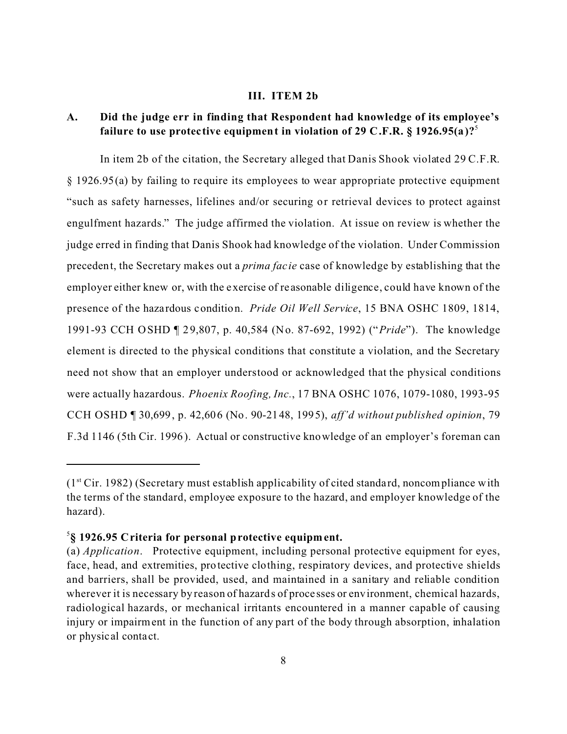### III. ITEM 2b

### A. Did the judge err in finding that Respondent had knowledge of its employee's failure to use protective equipment in violation of 29 C.F.R. § 1926.95(a)?[5]

In item 2b of the citation, the Secretary alleged that Danis Shook violated 29 C.F.R. § 1926.95(a) by failing to require its employees to wear appropriate protective equipment "such as safety harnesses, lifelines and/or securing or retrieval devices to protect against engulfment hazards." The judge affirmed the violation. At issue on review is whether the judge erred in finding that Danis Shook had knowledge of the violation. Under Commission precedent, the Secretary makes out a *prima facie* case of knowledge by establishing that the employer either knew or, with the exercise of reasonable diligence, could have known of the presence of the hazardous condition. *Pride Oil Well Service*, 15 BNA OSHC 1809, 1814, 1991-93 CCH OSHD ¶ 29,807, p. 40,584 (No. 87-692, 1992) ("*Pride*"). The knowledge element is directed to the physical conditions that constitute a violation, and the Secretary need not show that an employer understood or acknowledged that the physical conditions were actually hazardous. *Phoenix Roofing, Inc.*, 17 BNA OSHC 1076, 1079-1080, 1993-95 CCH OSHD ¶ 30,699, p. 42,606 (No. 90-2148, 1995), *aff'd without published opinion*, 79 F.3d 1146 (5th Cir. 1996). Actual or constructive knowledge of an employer's foreman can

---

(1st Cir. 1982) (Secretary must establish applicability of cited standard, noncompliance with the terms of the standard, employee exposure to the hazard, and employer knowledge of the hazard).

[5] **§ 1926.95 Criteria for personal protective equipment.**
(a) *Application*. Protective equipment, including personal protective equipment for eyes, face, head, and extremities, protective clothing, respiratory devices, and protective shields and barriers, shall be provided, used, and maintained in a sanitary and reliable condition wherever it is necessary by reason of hazards of processes or environment, chemical hazards, radiological hazards, or mechanical irritants encountered in a manner capable of causing injury or impairment in the function of any part of the body through absorption, inhalation or physical contact.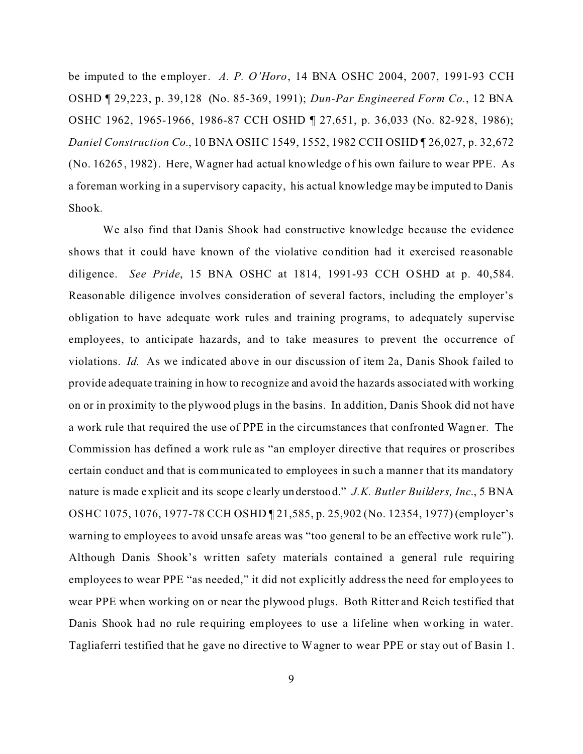be imputed to the employer. *A. P. O'Horo*, 14 BNA OSHC 2004, 2007, 1991-93 CCH OSHD ¶ 29,223, p. 39,128 (No. 85-369, 1991); *Dun-Par Engineered Form Co.*, 12 BNA OSHC 1962, 1965-1966, 1986-87 CCH OSHD ¶ 27,651, p. 36,033 (No. 82-928, 1986); *Daniel Construction Co*., 10 BNA OSHC 1549, 1552, 1982 CCH OSHD ¶ 26,027, p. 32,672 (No. 16265, 1982). Here, Wagner had actual knowledge of his own failure to wear PPE. As a foreman working in a supervisory capacity, his actual knowledge may be imputed to Danis Shook.

We also find that Danis Shook had constructive knowledge because the evidence shows that it could have known of the violative condition had it exercised reasonable diligence. *See Pride*, 15 BNA OSHC at 1814, 1991-93 CCH OSHD at p. 40,584. Reasonable diligence involves consideration of several factors, including the employer's obligation to have adequate work rules and training programs, to adequately supervise employees, to anticipate hazards, and to take measures to prevent the occurrence of violations. *Id.* As we indicated above in our discussion of item 2a, Danis Shook failed to provide adequate training in how to recognize and avoid the hazards associated with working on or in proximity to the plywood plugs in the basins. In addition, Danis Shook did not have a work rule that required the use of PPE in the circumstances that confronted Wagner. The Commission has defined a work rule as "an employer directive that requires or proscribes certain conduct and that is communicated to employees in such a manner that its mandatory nature is made explicit and its scope clearly understood." *J.K. Butler Builders, Inc*., 5 BNA OSHC 1075, 1076, 1977-78 CCH OSHD ¶ 21,585, p. 25,902 (No. 12354, 1977) (employer's warning to employees to avoid unsafe areas was "too general to be an effective work rule"). Although Danis Shook's written safety materials contained a general rule requiring employees to wear PPE "as needed," it did not explicitly address the need for employees to wear PPE when working on or near the plywood plugs. Both Ritter and Reich testified that Danis Shook had no rule requiring employees to use a lifeline when working in water. Tagliaferri testified that he gave no directive to Wagner to wear PPE or stay out of Basin 1.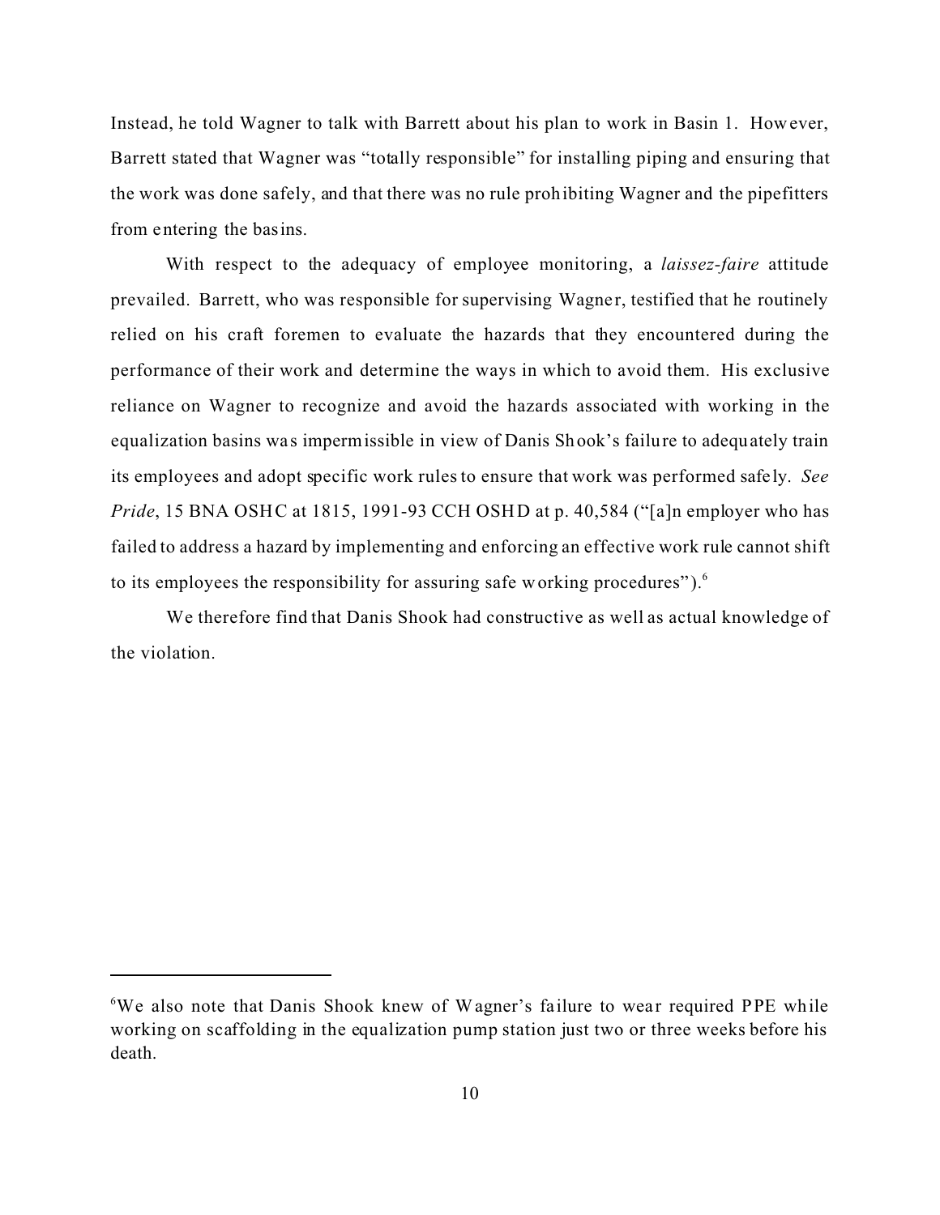Instead, he told Wagner to talk with Barrett about his plan to work in Basin 1. However, Barrett stated that Wagner was "totally responsible" for installing piping and ensuring that the work was done safely, and that there was no rule prohibiting Wagner and the pipefitters from entering the basins.

With respect to the adequacy of employee monitoring, a *laissez-faire* attitude prevailed. Barrett, who was responsible for supervising Wagner, testified that he routinely relied on his craft foremen to evaluate the hazards that they encountered during the performance of their work and determine the ways in which to avoid them. His exclusive reliance on Wagner to recognize and avoid the hazards associated with working in the equalization basins was impermissible in view of Danis Shook's failure to adequately train its employees and adopt specific work rules to ensure that work was performed safely. *See Pride*, 15 BNA OSHC at 1815, 1991-93 CCH OSHD at p. 40,584 ("[a]n employer who has failed to address a hazard by implementing and enforcing an effective work rule cannot shift to its employees the responsibility for assuring safe working procedures").[6]

We therefore find that Danis Shook had constructive as well as actual knowledge of the violation.

---

[6] We also note that Danis Shook knew of Wagner's failure to wear required PPE while working on scaffolding in the equalization pump station just two or three weeks before his death.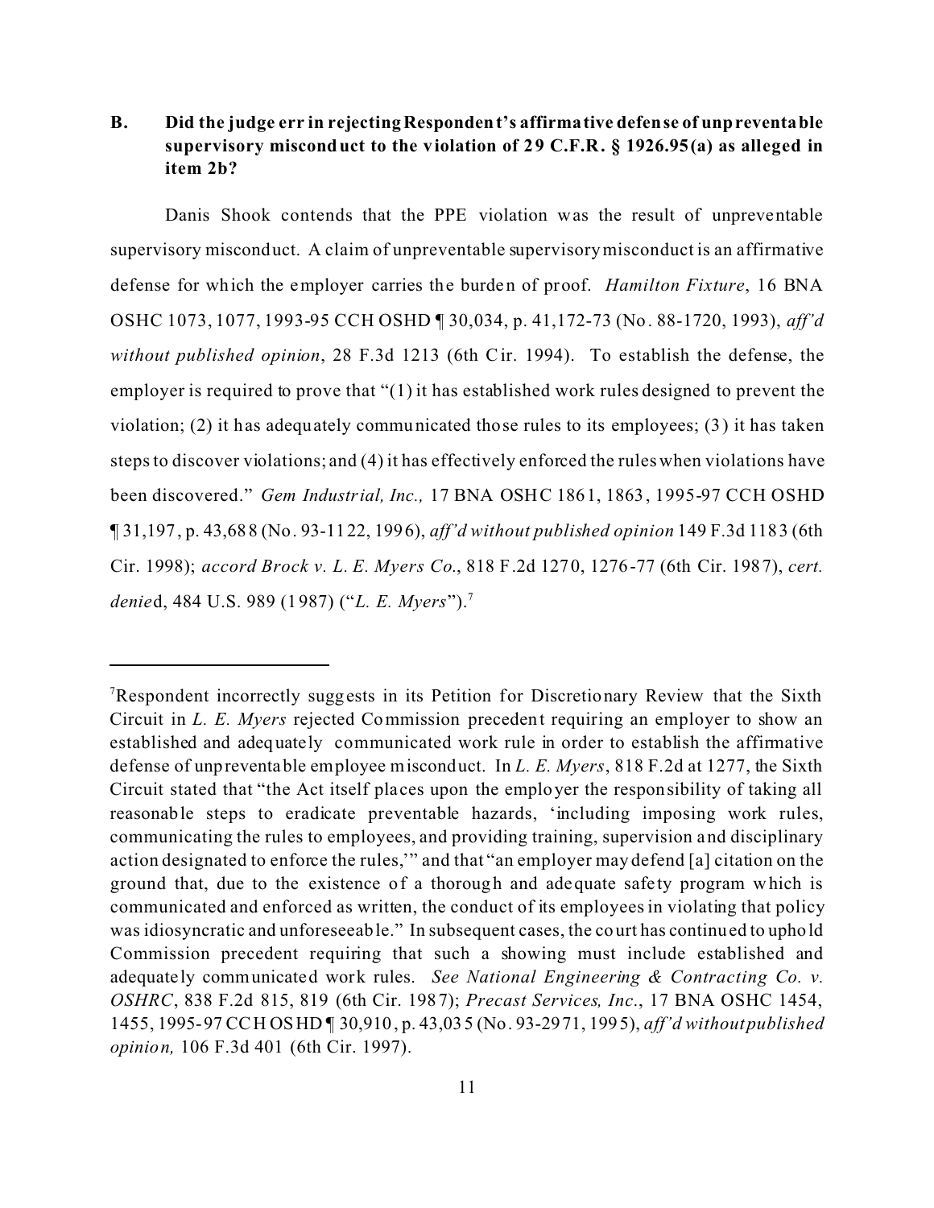**B. Did the judge err in rejecting Respondent's affirmative defense of unpreventable supervisory misconduct to the violation of 29 C.F.R. § 1926.95(a) as alleged in item 2b?**

Danis Shook contends that the PPE violation was the result of unpreventable supervisory misconduct. A claim of unpreventable supervisory misconduct is an affirmative defense for which the employer carries the burden of proof. *Hamilton Fixture*, 16 BNA OSHC 1073, 1077, 1993-95 CCH OSHD ¶ 30,034, p. 41,172-73 (No. 88-1720, 1993), *aff'd without published opinion*, 28 F.3d 1213 (6th Cir. 1994). To establish the defense, the employer is required to prove that "(1) it has established work rules designed to prevent the violation; (2) it has adequately communicated those rules to its employees; (3) it has taken steps to discover violations; and (4) it has effectively enforced the rules when violations have been discovered." *Gem Industrial, Inc.,* 17 BNA OSHC 1861, 1863, 1995-97 CCH OSHD ¶ 31,197, p. 43,688 (No. 93-1122, 1996), *aff'd without published opinion* 149 F.3d 1183 (6th Cir. 1998); *accord Brock v. L. E. Myers Co.*, 818 F.2d 1270, 1276-77 (6th Cir. 1987), *cert. denied*, 484 U.S. 989 (1987) ("*L. E. Myers*").[7]

---

[7]Respondent incorrectly suggests in its Petition for Discretionary Review that the Sixth Circuit in *L. E. Myers* rejected Commission precedent requiring an employer to show an established and adequately communicated work rule in order to establish the affirmative defense of unpreventable employee misconduct. In *L. E. Myers*, 818 F.2d at 1277, the Sixth Circuit stated that "the Act itself places upon the employer the responsibility of taking all reasonable steps to eradicate preventable hazards, 'including imposing work rules, communicating the rules to employees, and providing training, supervision and disciplinary action designated to enforce the rules,'" and that "an employer may defend [a] citation on the ground that, due to the existence of a thorough and adequate safety program which is communicated and enforced as written, the conduct of its employees in violating that policy was idiosyncratic and unforeseeable." In subsequent cases, the court has continued to uphold Commission precedent requiring that such a showing must include established and adequately communicated work rules. *See National Engineering & Contracting Co. v. OSHRC*, 838 F.2d 815, 819 (6th Cir. 1987); *Precast Services, Inc.*, 17 BNA OSHC 1454, 1455, 1995-97 CCH OSHD ¶ 30,910, p. 43,035 (No. 93-2971, 1995), *aff'd without published opinion,* 106 F.3d 401 (6th Cir. 1997).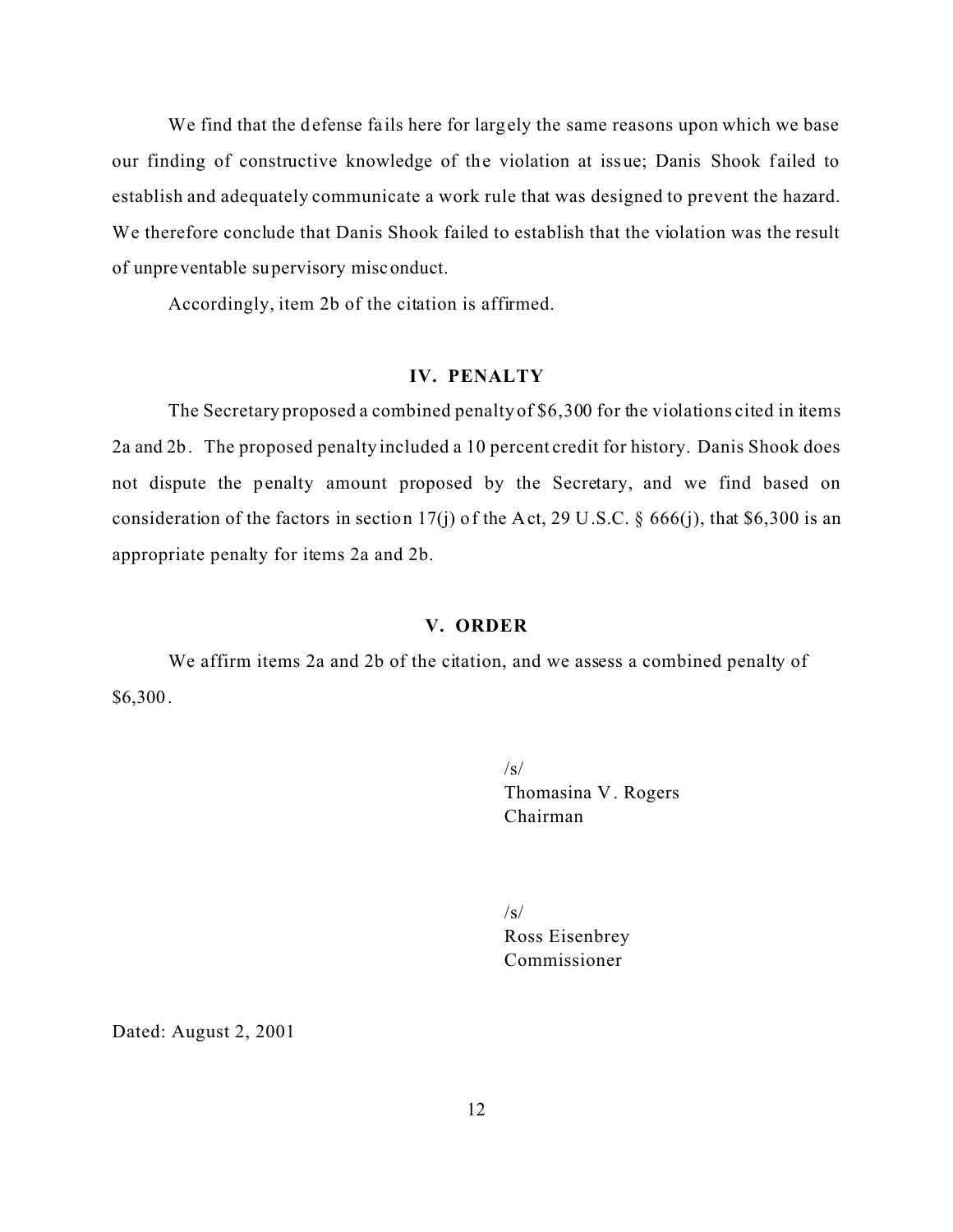We find that the defense fails here for largely the same reasons upon which we base our finding of constructive knowledge of the violation at issue; Danis Shook failed to establish and adequately communicate a work rule that was designed to prevent the hazard. We therefore conclude that Danis Shook failed to establish that the violation was the result of unpreventable supervisory misconduct.

Accordingly, item 2b of the citation is affirmed.

## IV. PENALTY

The Secretary proposed a combined penalty of $6,300 for the violations cited in items 2a and 2b. The proposed penalty included a 10 percent credit for history. Danis Shook does not dispute the penalty amount proposed by the Secretary, and we find based on consideration of the factors in section 17(j) of the Act, 29 U.S.C. § 666(j), that $6,300 is an appropriate penalty for items 2a and 2b.

## V. ORDER

We affirm items 2a and 2b of the citation, and we assess a combined penalty of $6,300.

/s/
Thomasina V. Rogers
Chairman

/s/
Ross Eisenbrey
Commissioner

Dated: August 2, 2001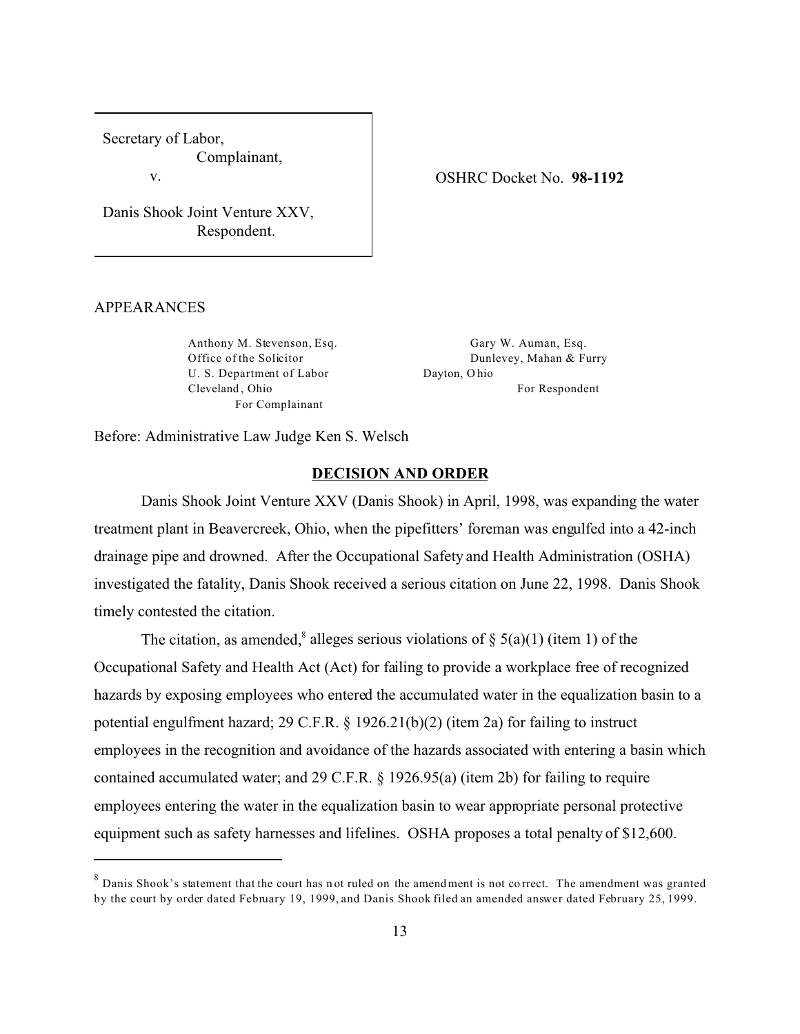Secretary of Labor,
Complainant,

v.

Danis Shook Joint Venture XXV,
Respondent.

OSHRC Docket No. **98-1192**

APPEARANCES

Anthony M. Stevenson, Esq.
Office of the Solicitor
U. S. Department of Labor
Cleveland, Ohio
For Complainant

Gary W. Auman, Esq.
Dunlevey, Mahan & Furry
Dayton, Ohio
For Respondent

Before: Administrative Law Judge Ken S. Welsch

## DECISION AND ORDER

Danis Shook Joint Venture XXV (Danis Shook) in April, 1998, was expanding the water treatment plant in Beavercreek, Ohio, when the pipefitters' foreman was engulfed into a 42-inch drainage pipe and drowned. After the Occupational Safety and Health Administration (OSHA) investigated the fatality, Danis Shook received a serious citation on June 22, 1998. Danis Shook timely contested the citation.

The citation, as amended,[8] alleges serious violations of § 5(a)(1) (item 1) of the Occupational Safety and Health Act (Act) for failing to provide a workplace free of recognized hazards by exposing employees who entered the accumulated water in the equalization basin to a potential engulfment hazard; 29 C.F.R. § 1926.21(b)(2) (item 2a) for failing to instruct employees in the recognition and avoidance of the hazards associated with entering a basin which contained accumulated water; and 29 C.F.R. § 1926.95(a) (item 2b) for failing to require employees entering the water in the equalization basin to wear appropriate personal protective equipment such as safety harnesses and lifelines. OSHA proposes a total penalty of $12,600.

---

[8] Danis Shook's statement that the court has not ruled on the amendment is not correct. The amendment was granted by the court by order dated February 19, 1999, and Danis Shook filed an amended answer dated February 25, 1999.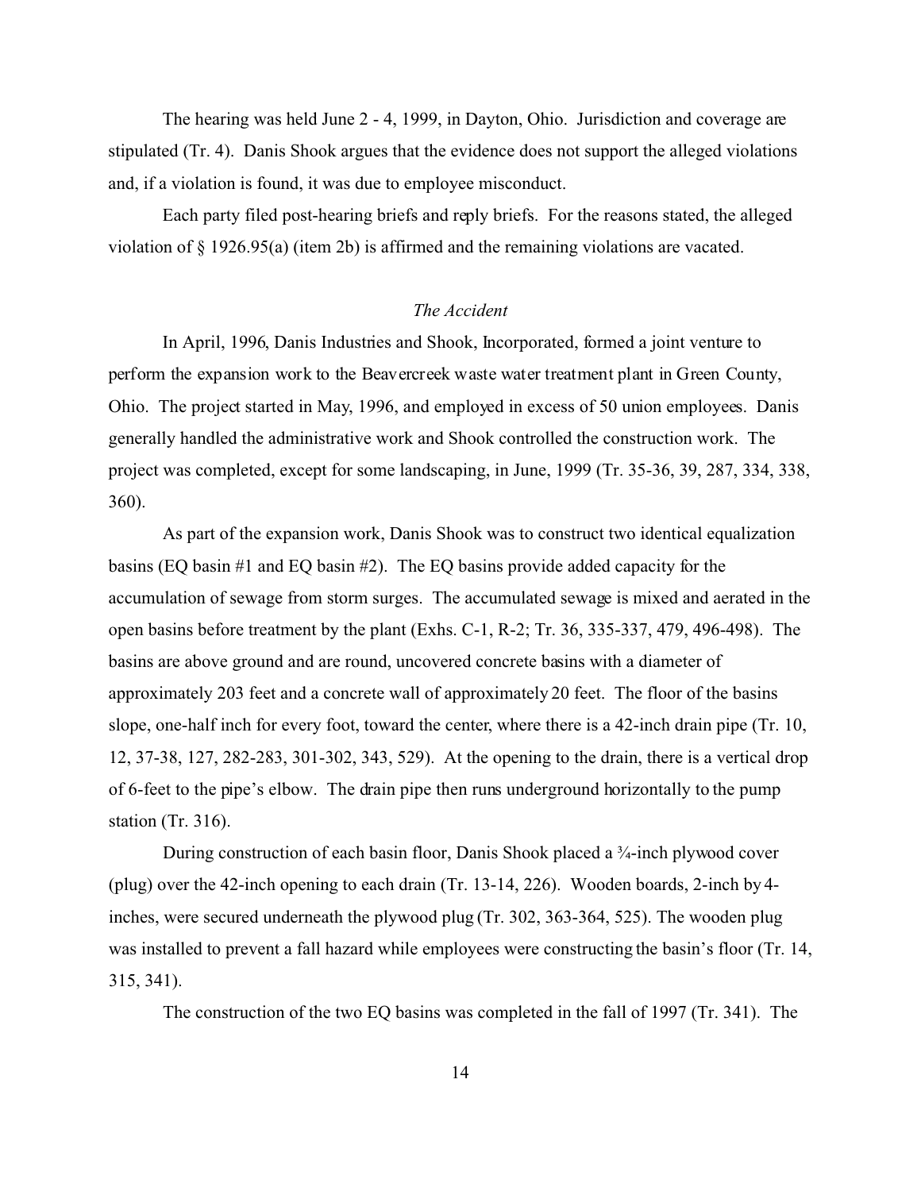The hearing was held June 2 - 4, 1999, in Dayton, Ohio. Jurisdiction and coverage are stipulated (Tr. 4). Danis Shook argues that the evidence does not support the alleged violations and, if a violation is found, it was due to employee misconduct.

Each party filed post-hearing briefs and reply briefs. For the reasons stated, the alleged violation of § 1926.95(a) (item 2b) is affirmed and the remaining violations are vacated.

### *The Accident*

In April, 1996, Danis Industries and Shook, Incorporated, formed a joint venture to perform the expansion work to the Beavercreek waste water treatment plant in Green County, Ohio. The project started in May, 1996, and employed in excess of 50 union employees. Danis generally handled the administrative work and Shook controlled the construction work. The project was completed, except for some landscaping, in June, 1999 (Tr. 35-36, 39, 287, 334, 338, 360).

As part of the expansion work, Danis Shook was to construct two identical equalization basins (EQ basin #1 and EQ basin #2). The EQ basins provide added capacity for the accumulation of sewage from storm surges. The accumulated sewage is mixed and aerated in the open basins before treatment by the plant (Exhs. C-1, R-2; Tr. 36, 335-337, 479, 496-498). The basins are above ground and are round, uncovered concrete basins with a diameter of approximately 203 feet and a concrete wall of approximately 20 feet. The floor of the basins slope, one-half inch for every foot, toward the center, where there is a 42-inch drain pipe (Tr. 10, 12, 37-38, 127, 282-283, 301-302, 343, 529). At the opening to the drain, there is a vertical drop of 6-feet to the pipe's elbow. The drain pipe then runs underground horizontally to the pump station (Tr. 316).

During construction of each basin floor, Danis Shook placed a ¾-inch plywood cover (plug) over the 42-inch opening to each drain (Tr. 13-14, 226). Wooden boards, 2-inch by 4-inches, were secured underneath the plywood plug (Tr. 302, 363-364, 525). The wooden plug was installed to prevent a fall hazard while employees were constructing the basin's floor (Tr. 14, 315, 341).

The construction of the two EQ basins was completed in the fall of 1997 (Tr. 341). The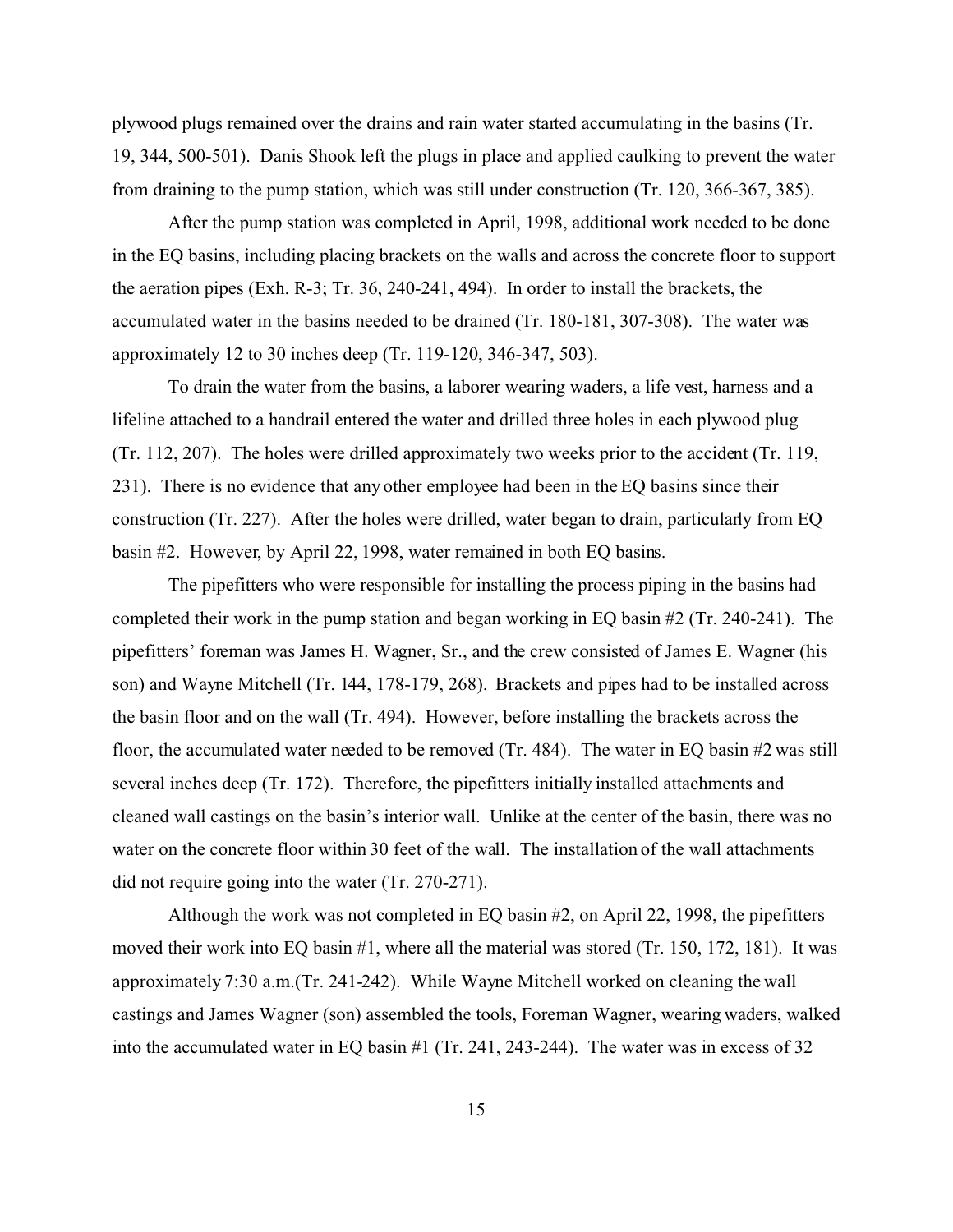plywood plugs remained over the drains and rain water started accumulating in the basins (Tr. 19, 344, 500-501). Danis Shook left the plugs in place and applied caulking to prevent the water from draining to the pump station, which was still under construction (Tr. 120, 366-367, 385).

After the pump station was completed in April, 1998, additional work needed to be done in the EQ basins, including placing brackets on the walls and across the concrete floor to support the aeration pipes (Exh. R-3; Tr. 36, 240-241, 494). In order to install the brackets, the accumulated water in the basins needed to be drained (Tr. 180-181, 307-308). The water was approximately 12 to 30 inches deep (Tr. 119-120, 346-347, 503).

To drain the water from the basins, a laborer wearing waders, a life vest, harness and a lifeline attached to a handrail entered the water and drilled three holes in each plywood plug (Tr. 112, 207). The holes were drilled approximately two weeks prior to the accident (Tr. 119, 231). There is no evidence that any other employee had been in the EQ basins since their construction (Tr. 227). After the holes were drilled, water began to drain, particularly from EQ basin #2. However, by April 22, 1998, water remained in both EQ basins.

The pipefitters who were responsible for installing the process piping in the basins had completed their work in the pump station and began working in EQ basin #2 (Tr. 240-241). The pipefitters' foreman was James H. Wagner, Sr., and the crew consisted of James E. Wagner (his son) and Wayne Mitchell (Tr. 144, 178-179, 268). Brackets and pipes had to be installed across the basin floor and on the wall (Tr. 494). However, before installing the brackets across the floor, the accumulated water needed to be removed (Tr. 484). The water in EQ basin #2 was still several inches deep (Tr. 172). Therefore, the pipefitters initially installed attachments and cleaned wall castings on the basin's interior wall. Unlike at the center of the basin, there was no water on the concrete floor within 30 feet of the wall. The installation of the wall attachments did not require going into the water (Tr. 270-271).

Although the work was not completed in EQ basin #2, on April 22, 1998, the pipefitters moved their work into EQ basin #1, where all the material was stored (Tr. 150, 172, 181). It was approximately 7:30 a.m.(Tr. 241-242). While Wayne Mitchell worked on cleaning the wall castings and James Wagner (son) assembled the tools, Foreman Wagner, wearing waders, walked into the accumulated water in EQ basin #1 (Tr. 241, 243-244). The water was in excess of 32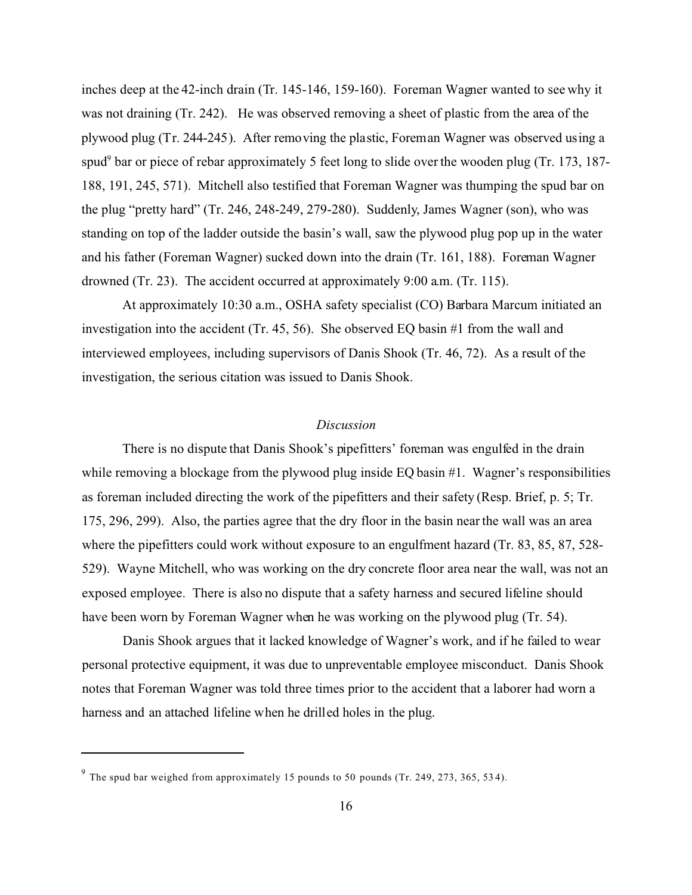inches deep at the 42-inch drain (Tr. 145-146, 159-160). Foreman Wagner wanted to see why it was not draining (Tr. 242). He was observed removing a sheet of plastic from the area of the plywood plug (Tr. 244-245). After removing the plastic, Foreman Wagner was observed using a spud[9] bar or piece of rebar approximately 5 feet long to slide over the wooden plug (Tr. 173, 187-188, 191, 245, 571). Mitchell also testified that Foreman Wagner was thumping the spud bar on the plug "pretty hard" (Tr. 246, 248-249, 279-280). Suddenly, James Wagner (son), who was standing on top of the ladder outside the basin's wall, saw the plywood plug pop up in the water and his father (Foreman Wagner) sucked down into the drain (Tr. 161, 188). Foreman Wagner drowned (Tr. 23). The accident occurred at approximately 9:00 a.m. (Tr. 115).

At approximately 10:30 a.m., OSHA safety specialist (CO) Barbara Marcum initiated an investigation into the accident (Tr. 45, 56). She observed EQ basin #1 from the wall and interviewed employees, including supervisors of Danis Shook (Tr. 46, 72). As a result of the investigation, the serious citation was issued to Danis Shook.

*Discussion*

There is no dispute that Danis Shook's pipefitters' foreman was engulfed in the drain while removing a blockage from the plywood plug inside EQ basin #1. Wagner's responsibilities as foreman included directing the work of the pipefitters and their safety (Resp. Brief, p. 5; Tr. 175, 296, 299). Also, the parties agree that the dry floor in the basin near the wall was an area where the pipefitters could work without exposure to an engulfment hazard (Tr. 83, 85, 87, 528-529). Wayne Mitchell, who was working on the dry concrete floor area near the wall, was not an exposed employee. There is also no dispute that a safety harness and secured lifeline should have been worn by Foreman Wagner when he was working on the plywood plug (Tr. 54).

Danis Shook argues that it lacked knowledge of Wagner's work, and if he failed to wear personal protective equipment, it was due to unpreventable employee misconduct. Danis Shook notes that Foreman Wagner was told three times prior to the accident that a laborer had worn a harness and an attached lifeline when he drilled holes in the plug.

[9] The spud bar weighed from approximately 15 pounds to 50 pounds (Tr. 249, 273, 365, 534).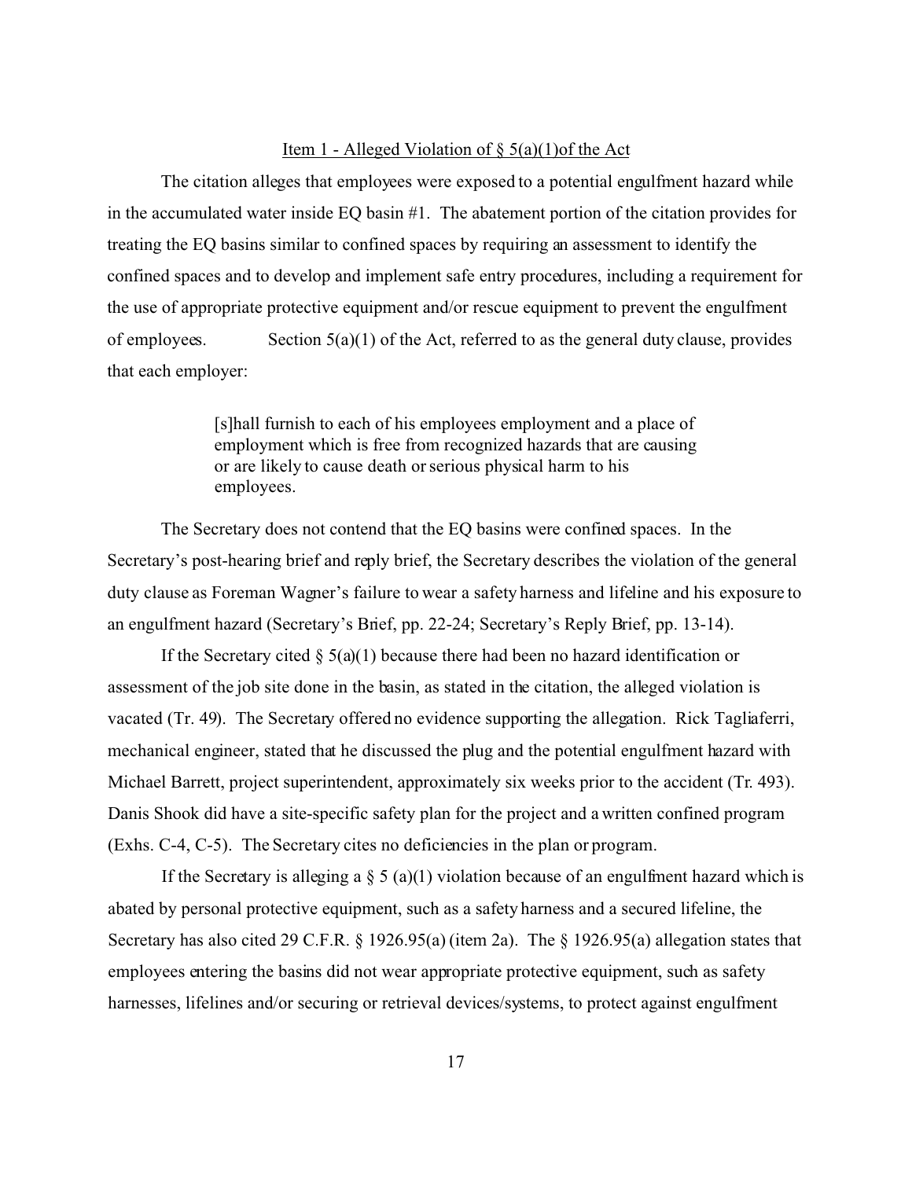Item 1 - Alleged Violation of § 5(a)(1)of the Act

The citation alleges that employees were exposed to a potential engulfment hazard while in the accumulated water inside EQ basin #1. The abatement portion of the citation provides for treating the EQ basins similar to confined spaces by requiring an assessment to identify the confined spaces and to develop and implement safe entry procedures, including a requirement for the use of appropriate protective equipment and/or rescue equipment to prevent the engulfment of employees. Section 5(a)(1) of the Act, referred to as the general duty clause, provides that each employer:

> [s]hall furnish to each of his employees employment and a place of employment which is free from recognized hazards that are causing or are likely to cause death or serious physical harm to his employees.

The Secretary does not contend that the EQ basins were confined spaces. In the Secretary's post-hearing brief and reply brief, the Secretary describes the violation of the general duty clause as Foreman Wagner's failure to wear a safety harness and lifeline and his exposure to an engulfment hazard (Secretary's Brief, pp. 22-24; Secretary's Reply Brief, pp. 13-14).

If the Secretary cited § 5(a)(1) because there had been no hazard identification or assessment of the job site done in the basin, as stated in the citation, the alleged violation is vacated (Tr. 49). The Secretary offered no evidence supporting the allegation. Rick Tagliaferri, mechanical engineer, stated that he discussed the plug and the potential engulfment hazard with Michael Barrett, project superintendent, approximately six weeks prior to the accident (Tr. 493). Danis Shook did have a site-specific safety plan for the project and a written confined program (Exhs. C-4, C-5). The Secretary cites no deficiencies in the plan or program.

If the Secretary is alleging a § 5 (a)(1) violation because of an engulfment hazard which is abated by personal protective equipment, such as a safety harness and a secured lifeline, the Secretary has also cited 29 C.F.R. § 1926.95(a) (item 2a). The § 1926.95(a) allegation states that employees entering the basins did not wear appropriate protective equipment, such as safety harnesses, lifelines and/or securing or retrieval devices/systems, to protect against engulfment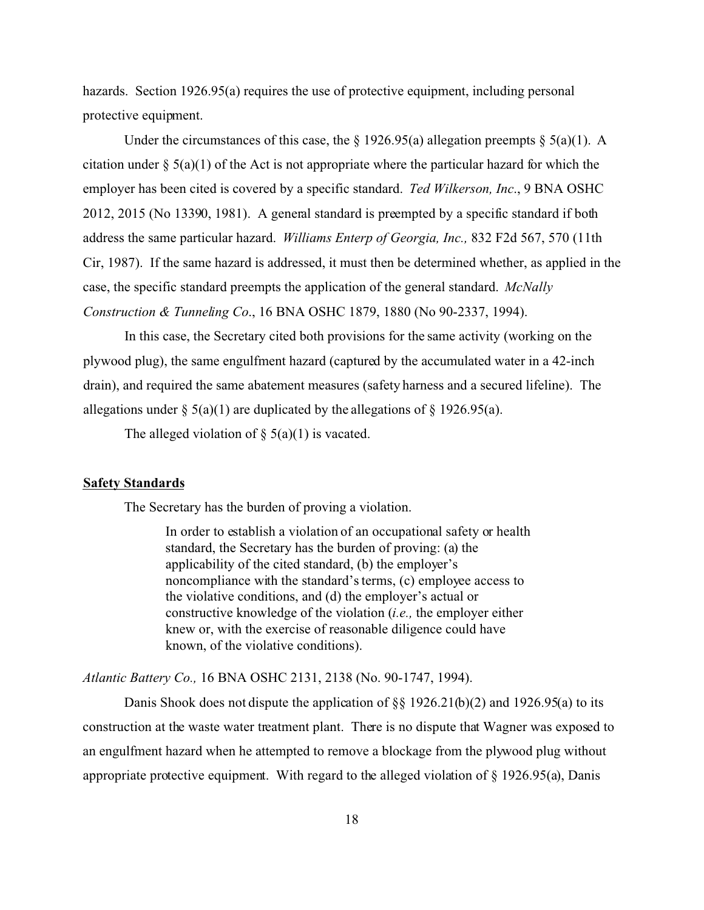hazards. Section 1926.95(a) requires the use of protective equipment, including personal protective equipment.

Under the circumstances of this case, the § 1926.95(a) allegation preempts § 5(a)(1). A citation under § 5(a)(1) of the Act is not appropriate where the particular hazard for which the employer has been cited is covered by a specific standard. *Ted Wilkerson, Inc*., 9 BNA OSHC 2012, 2015 (No 13390, 1981). A general standard is preempted by a specific standard if both address the same particular hazard. *Williams Enterp of Georgia, Inc.,* 832 F2d 567, 570 (11th Cir, 1987). If the same hazard is addressed, it must then be determined whether, as applied in the case, the specific standard preempts the application of the general standard. *McNally Construction & Tunneling Co*., 16 BNA OSHC 1879, 1880 (No 90-2337, 1994).

In this case, the Secretary cited both provisions for the same activity (working on the plywood plug), the same engulfment hazard (captured by the accumulated water in a 42-inch drain), and required the same abatement measures (safety harness and a secured lifeline). The allegations under § 5(a)(1) are duplicated by the allegations of § 1926.95(a).

The alleged violation of § 5(a)(1) is vacated.

**Safety Standards**

The Secretary has the burden of proving a violation.

> In order to establish a violation of an occupational safety or health standard, the Secretary has the burden of proving: (a) the applicability of the cited standard, (b) the employer's noncompliance with the standard's terms, (c) employee access to the violative conditions, and (d) the employer's actual or constructive knowledge of the violation (*i.e.,* the employer either knew or, with the exercise of reasonable diligence could have known, of the violative conditions).

*Atlantic Battery Co.,* 16 BNA OSHC 2131, 2138 (No. 90-1747, 1994).

Danis Shook does not dispute the application of §§ 1926.21(b)(2) and 1926.95(a) to its construction at the waste water treatment plant. There is no dispute that Wagner was exposed to an engulfment hazard when he attempted to remove a blockage from the plywood plug without appropriate protective equipment. With regard to the alleged violation of § 1926.95(a), Danis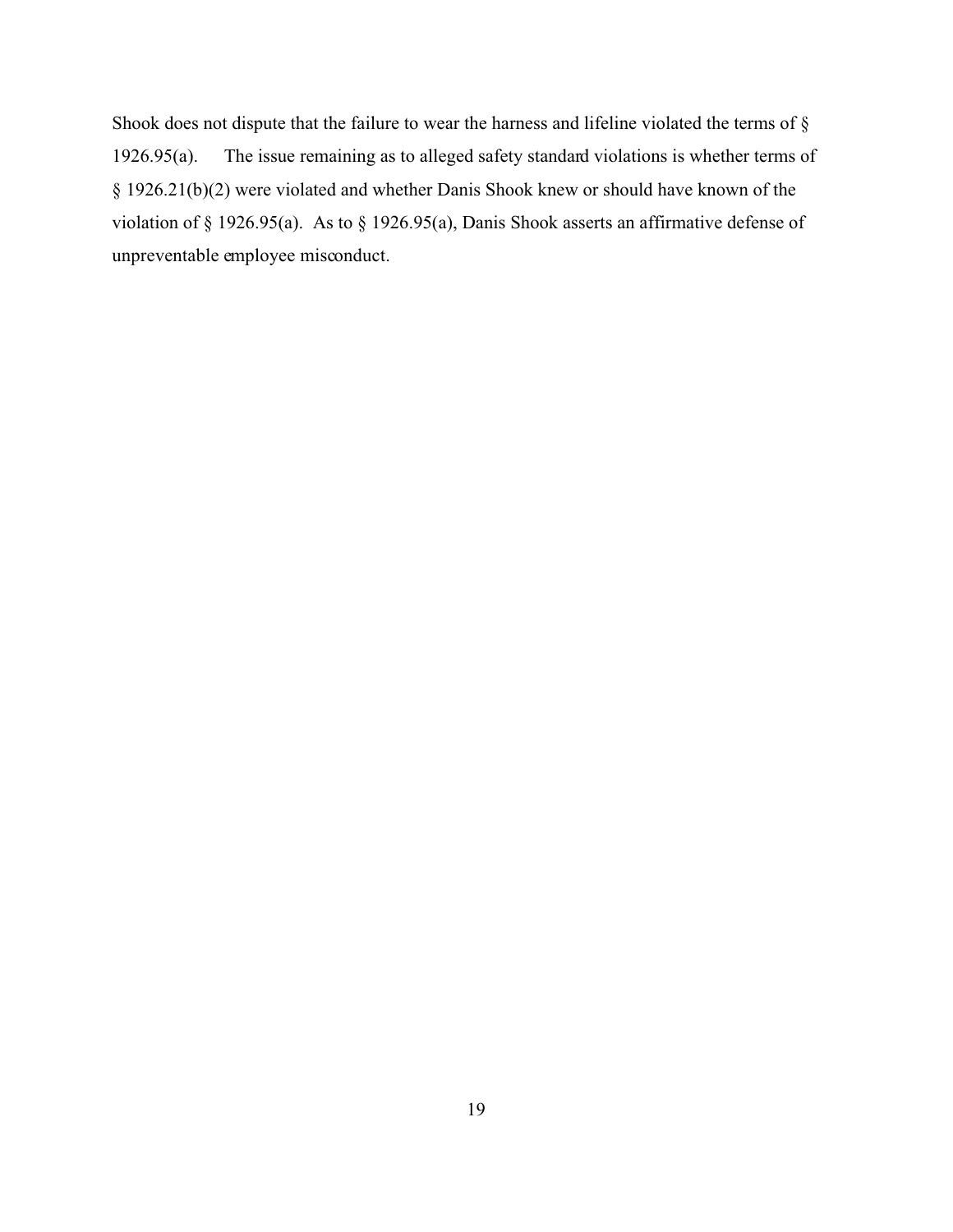Shook does not dispute that the failure to wear the harness and lifeline violated the terms of § 1926.95(a). The issue remaining as to alleged safety standard violations is whether terms of § 1926.21(b)(2) were violated and whether Danis Shook knew or should have known of the violation of § 1926.95(a). As to § 1926.95(a), Danis Shook asserts an affirmative defense of unpreventable employee misconduct.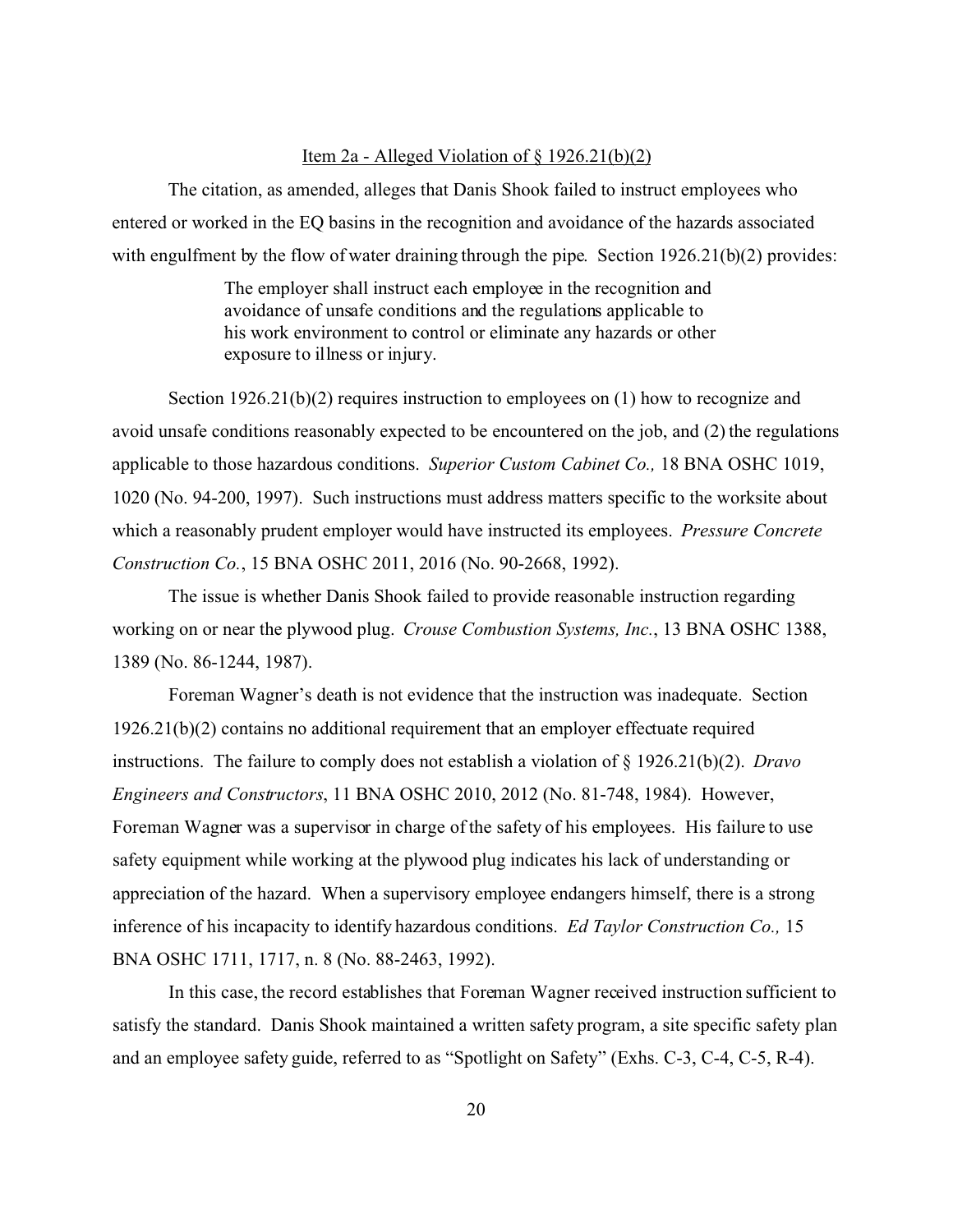Item 2a - Alleged Violation of § 1926.21(b)(2)

The citation, as amended, alleges that Danis Shook failed to instruct employees who entered or worked in the EQ basins in the recognition and avoidance of the hazards associated with engulfment by the flow of water draining through the pipe. Section 1926.21(b)(2) provides:

> The employer shall instruct each employee in the recognition and avoidance of unsafe conditions and the regulations applicable to his work environment to control or eliminate any hazards or other exposure to illness or injury.

Section 1926.21(b)(2) requires instruction to employees on (1) how to recognize and avoid unsafe conditions reasonably expected to be encountered on the job, and (2) the regulations applicable to those hazardous conditions. *Superior Custom Cabinet Co.,* 18 BNA OSHC 1019, 1020 (No. 94-200, 1997). Such instructions must address matters specific to the worksite about which a reasonably prudent employer would have instructed its employees. *Pressure Concrete Construction Co.*, 15 BNA OSHC 2011, 2016 (No. 90-2668, 1992).

The issue is whether Danis Shook failed to provide reasonable instruction regarding working on or near the plywood plug. *Crouse Combustion Systems, Inc.*, 13 BNA OSHC 1388, 1389 (No. 86-1244, 1987).

Foreman Wagner's death is not evidence that the instruction was inadequate. Section 1926.21(b)(2) contains no additional requirement that an employer effectuate required instructions. The failure to comply does not establish a violation of § 1926.21(b)(2). *Dravo Engineers and Constructors*, 11 BNA OSHC 2010, 2012 (No. 81-748, 1984). However, Foreman Wagner was a supervisor in charge of the safety of his employees. His failure to use safety equipment while working at the plywood plug indicates his lack of understanding or appreciation of the hazard. When a supervisory employee endangers himself, there is a strong inference of his incapacity to identify hazardous conditions. *Ed Taylor Construction Co.,* 15 BNA OSHC 1711, 1717, n. 8 (No. 88-2463, 1992).

In this case, the record establishes that Foreman Wagner received instruction sufficient to satisfy the standard. Danis Shook maintained a written safety program, a site specific safety plan and an employee safety guide, referred to as "Spotlight on Safety" (Exhs. C-3, C-4, C-5, R-4).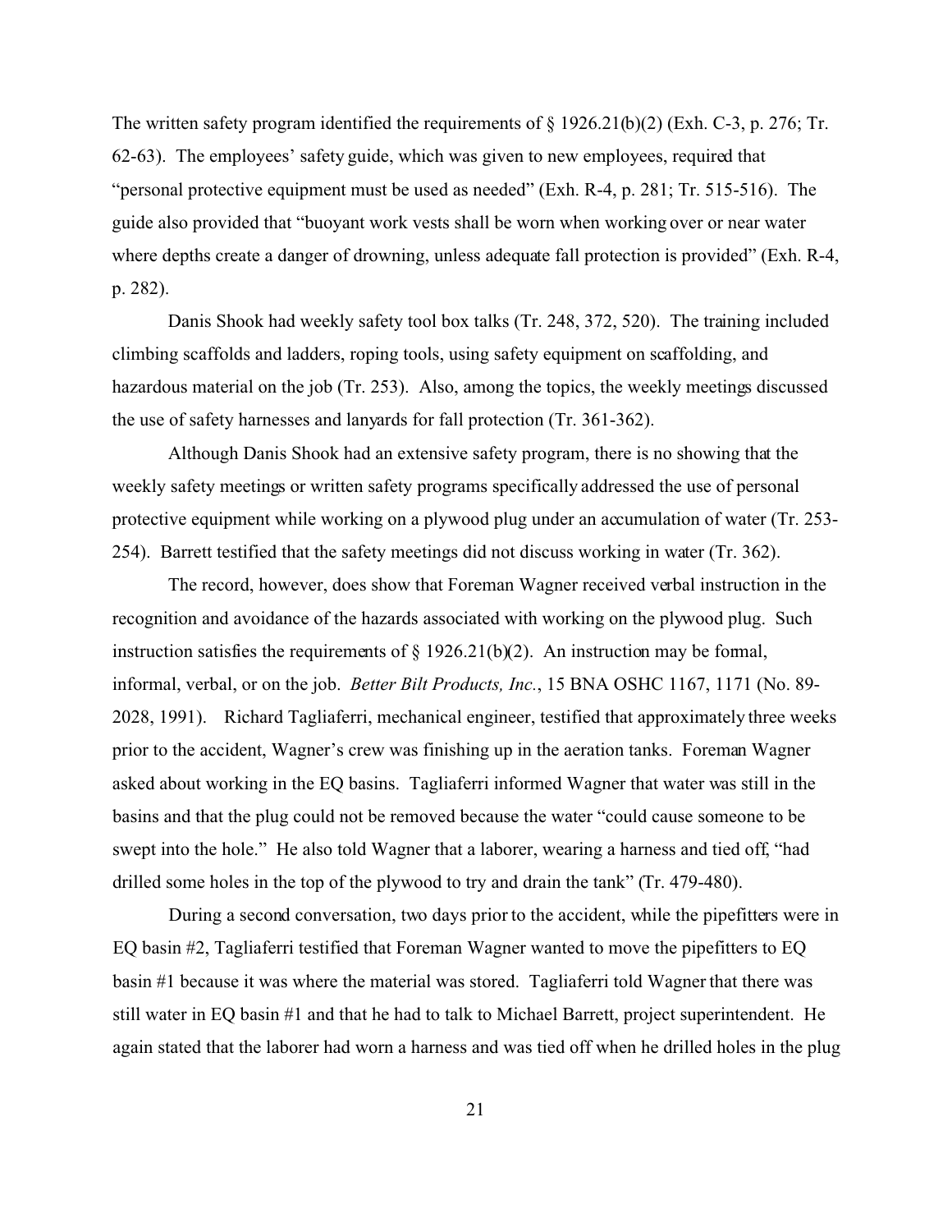The written safety program identified the requirements of § 1926.21(b)(2) (Exh. C-3, p. 276; Tr. 62-63). The employees' safety guide, which was given to new employees, required that "personal protective equipment must be used as needed" (Exh. R-4, p. 281; Tr. 515-516). The guide also provided that "buoyant work vests shall be worn when working over or near water where depths create a danger of drowning, unless adequate fall protection is provided" (Exh. R-4, p. 282).

Danis Shook had weekly safety tool box talks (Tr. 248, 372, 520). The training included climbing scaffolds and ladders, roping tools, using safety equipment on scaffolding, and hazardous material on the job (Tr. 253). Also, among the topics, the weekly meetings discussed the use of safety harnesses and lanyards for fall protection (Tr. 361-362).

Although Danis Shook had an extensive safety program, there is no showing that the weekly safety meetings or written safety programs specifically addressed the use of personal protective equipment while working on a plywood plug under an accumulation of water (Tr. 253-254). Barrett testified that the safety meetings did not discuss working in water (Tr. 362).

The record, however, does show that Foreman Wagner received verbal instruction in the recognition and avoidance of the hazards associated with working on the plywood plug. Such instruction satisfies the requirements of § 1926.21(b)(2). An instruction may be formal, informal, verbal, or on the job. *Better Bilt Products, Inc.*, 15 BNA OSHC 1167, 1171 (No. 89-2028, 1991). Richard Tagliaferri, mechanical engineer, testified that approximately three weeks prior to the accident, Wagner's crew was finishing up in the aeration tanks. Foreman Wagner asked about working in the EQ basins. Tagliaferri informed Wagner that water was still in the basins and that the plug could not be removed because the water "could cause someone to be swept into the hole." He also told Wagner that a laborer, wearing a harness and tied off, "had drilled some holes in the top of the plywood to try and drain the tank" (Tr. 479-480).

During a second conversation, two days prior to the accident, while the pipefitters were in EQ basin #2, Tagliaferri testified that Foreman Wagner wanted to move the pipefitters to EQ basin #1 because it was where the material was stored. Tagliaferri told Wagner that there was still water in EQ basin #1 and that he had to talk to Michael Barrett, project superintendent. He again stated that the laborer had worn a harness and was tied off when he drilled holes in the plug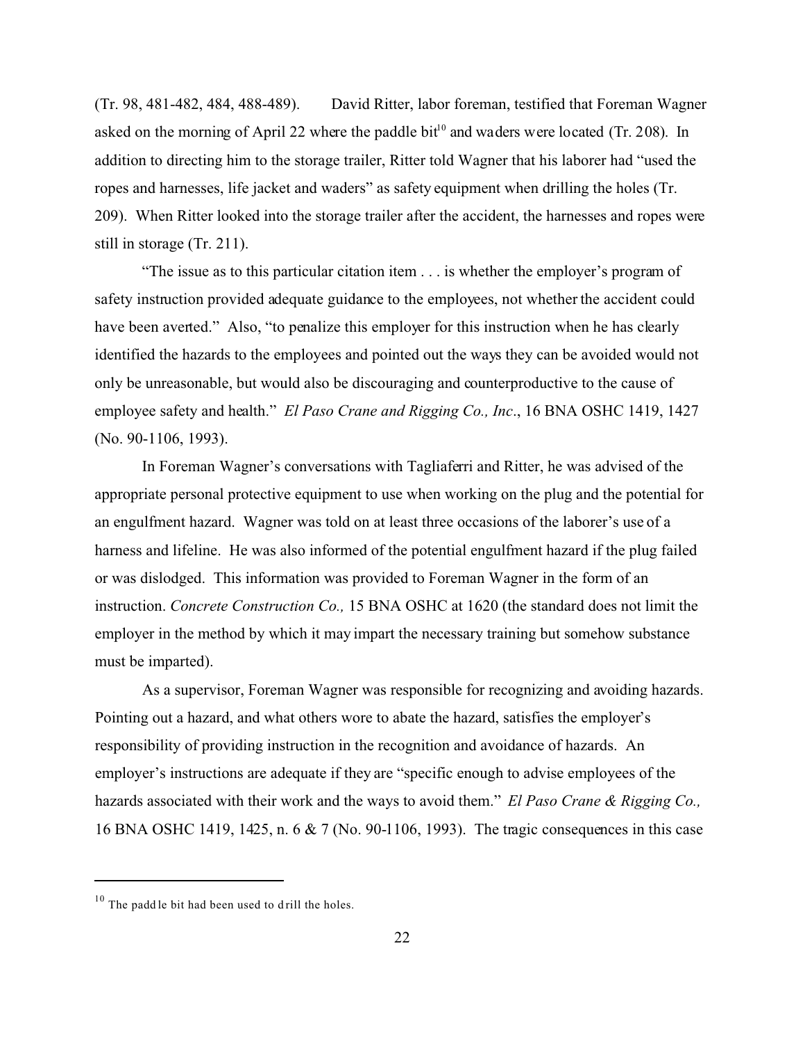(Tr. 98, 481-482, 484, 488-489). David Ritter, labor foreman, testified that Foreman Wagner asked on the morning of April 22 where the paddle bit[10] and waders were located (Tr. 208). In addition to directing him to the storage trailer, Ritter told Wagner that his laborer had "used the ropes and harnesses, life jacket and waders" as safety equipment when drilling the holes (Tr. 209). When Ritter looked into the storage trailer after the accident, the harnesses and ropes were still in storage (Tr. 211).

"The issue as to this particular citation item . . . is whether the employer's program of safety instruction provided adequate guidance to the employees, not whether the accident could have been averted." Also, "to penalize this employer for this instruction when he has clearly identified the hazards to the employees and pointed out the ways they can be avoided would not only be unreasonable, but would also be discouraging and counterproductive to the cause of employee safety and health." *El Paso Crane and Rigging Co., Inc*., 16 BNA OSHC 1419, 1427 (No. 90-1106, 1993).

In Foreman Wagner's conversations with Tagliaferri and Ritter, he was advised of the appropriate personal protective equipment to use when working on the plug and the potential for an engulfment hazard. Wagner was told on at least three occasions of the laborer's use of a harness and lifeline. He was also informed of the potential engulfment hazard if the plug failed or was dislodged. This information was provided to Foreman Wagner in the form of an instruction. *Concrete Construction Co.,* 15 BNA OSHC at 1620 (the standard does not limit the employer in the method by which it may impart the necessary training but somehow substance must be imparted).

As a supervisor, Foreman Wagner was responsible for recognizing and avoiding hazards. Pointing out a hazard, and what others wore to abate the hazard, satisfies the employer's responsibility of providing instruction in the recognition and avoidance of hazards. An employer's instructions are adequate if they are "specific enough to advise employees of the hazards associated with their work and the ways to avoid them." *El Paso Crane & Rigging Co.,* 16 BNA OSHC 1419, 1425, n. 6 & 7 (No. 90-1106, 1993). The tragic consequences in this case

[10] The paddle bit had been used to drill the holes.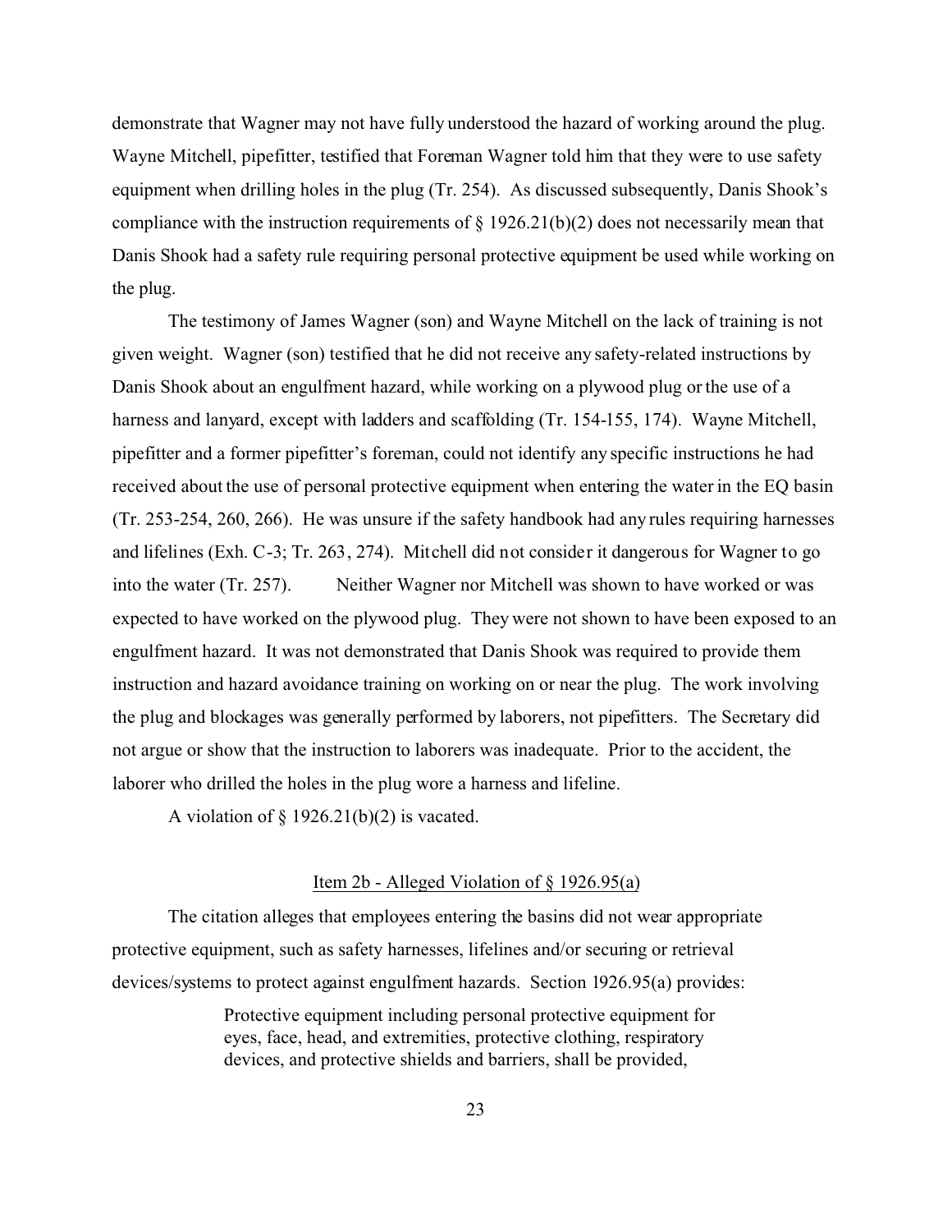demonstrate that Wagner may not have fully understood the hazard of working around the plug. Wayne Mitchell, pipefitter, testified that Foreman Wagner told him that they were to use safety equipment when drilling holes in the plug (Tr. 254). As discussed subsequently, Danis Shook's compliance with the instruction requirements of § 1926.21(b)(2) does not necessarily mean that Danis Shook had a safety rule requiring personal protective equipment be used while working on the plug.

The testimony of James Wagner (son) and Wayne Mitchell on the lack of training is not given weight. Wagner (son) testified that he did not receive any safety-related instructions by Danis Shook about an engulfment hazard, while working on a plywood plug or the use of a harness and lanyard, except with ladders and scaffolding (Tr. 154-155, 174). Wayne Mitchell, pipefitter and a former pipefitter's foreman, could not identify any specific instructions he had received about the use of personal protective equipment when entering the water in the EQ basin (Tr. 253-254, 260, 266). He was unsure if the safety handbook had any rules requiring harnesses and lifelines (Exh. C-3; Tr. 263, 274). Mitchell did not consider it dangerous for Wagner to go into the water (Tr. 257). Neither Wagner nor Mitchell was shown to have worked or was expected to have worked on the plywood plug. They were not shown to have been exposed to an engulfment hazard. It was not demonstrated that Danis Shook was required to provide them instruction and hazard avoidance training on working on or near the plug. The work involving the plug and blockages was generally performed by laborers, not pipefitters. The Secretary did not argue or show that the instruction to laborers was inadequate. Prior to the accident, the laborer who drilled the holes in the plug wore a harness and lifeline.

A violation of § 1926.21(b)(2) is vacated.

### Item 2b - Alleged Violation of § 1926.95(a)

The citation alleges that employees entering the basins did not wear appropriate protective equipment, such as safety harnesses, lifelines and/or securing or retrieval devices/systems to protect against engulfment hazards. Section 1926.95(a) provides:

> Protective equipment including personal protective equipment for eyes, face, head, and extremities, protective clothing, respiratory devices, and protective shields and barriers, shall be provided,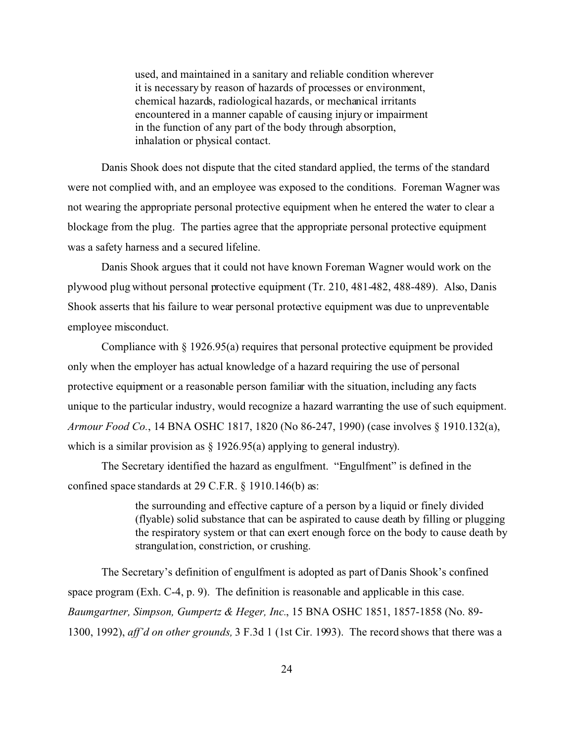> used, and maintained in a sanitary and reliable condition wherever it is necessary by reason of hazards of processes or environment, chemical hazards, radiological hazards, or mechanical irritants encountered in a manner capable of causing injury or impairment in the function of any part of the body through absorption, inhalation or physical contact.

Danis Shook does not dispute that the cited standard applied, the terms of the standard were not complied with, and an employee was exposed to the conditions. Foreman Wagner was not wearing the appropriate personal protective equipment when he entered the water to clear a blockage from the plug. The parties agree that the appropriate personal protective equipment was a safety harness and a secured lifeline.

Danis Shook argues that it could not have known Foreman Wagner would work on the plywood plug without personal protective equipment (Tr. 210, 481-482, 488-489). Also, Danis Shook asserts that his failure to wear personal protective equipment was due to unpreventable employee misconduct.

Compliance with § 1926.95(a) requires that personal protective equipment be provided only when the employer has actual knowledge of a hazard requiring the use of personal protective equipment or a reasonable person familiar with the situation, including any facts unique to the particular industry, would recognize a hazard warranting the use of such equipment. *Armour Food Co.*, 14 BNA OSHC 1817, 1820 (No 86-247, 1990) (case involves § 1910.132(a), which is a similar provision as § 1926.95(a) applying to general industry).

The Secretary identified the hazard as engulfment. "Engulfment" is defined in the confined space standards at 29 C.F.R. § 1910.146(b) as:

> the surrounding and effective capture of a person by a liquid or finely divided (flyable) solid substance that can be aspirated to cause death by filling or plugging the respiratory system or that can exert enough force on the body to cause death by strangulation, constriction, or crushing.

The Secretary's definition of engulfment is adopted as part of Danis Shook's confined space program (Exh. C-4, p. 9). The definition is reasonable and applicable in this case. *Baumgartner, Simpson, Gumpertz & Heger, Inc.*, 15 BNA OSHC 1851, 1857-1858 (No. 89-1300, 1992), *aff'd on other grounds,* 3 F.3d 1 (1st Cir. 1993). The record shows that there was a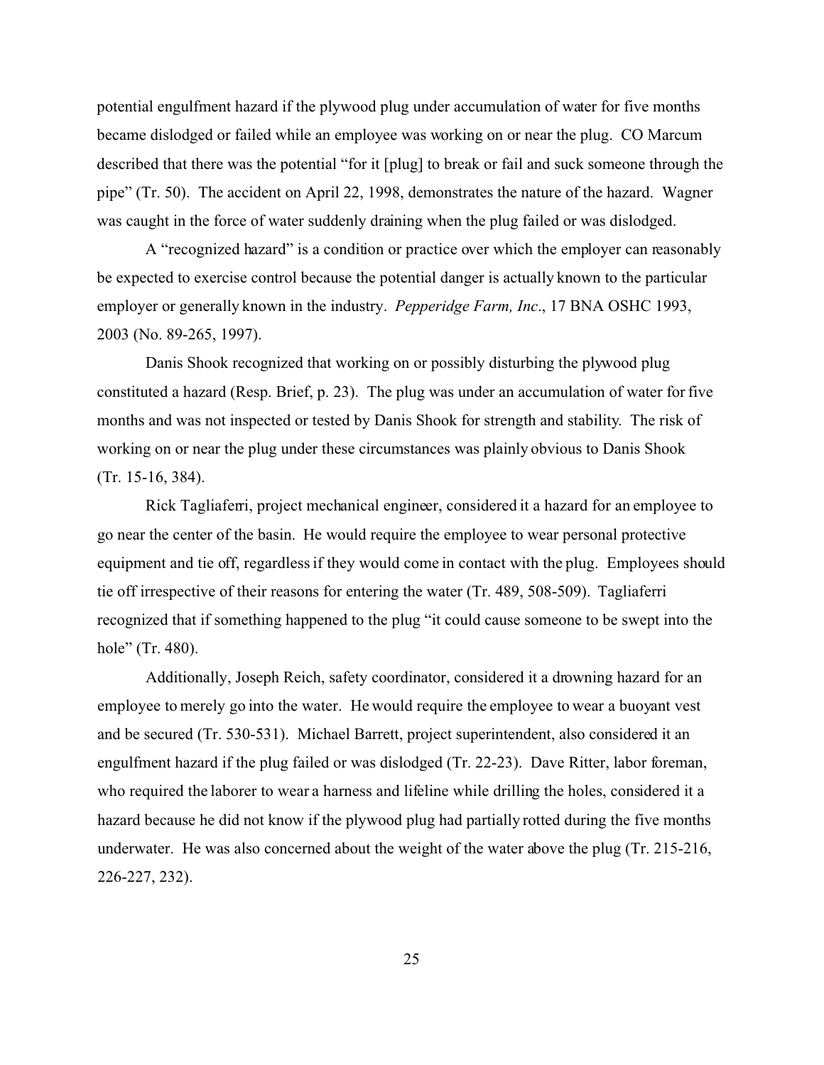potential engulfment hazard if the plywood plug under accumulation of water for five months became dislodged or failed while an employee was working on or near the plug. CO Marcum described that there was the potential "for it [plug] to break or fail and suck someone through the pipe" (Tr. 50). The accident on April 22, 1998, demonstrates the nature of the hazard. Wagner was caught in the force of water suddenly draining when the plug failed or was dislodged.

A "recognized hazard" is a condition or practice over which the employer can reasonably be expected to exercise control because the potential danger is actually known to the particular employer or generally known in the industry. *Pepperidge Farm, Inc*., 17 BNA OSHC 1993, 2003 (No. 89-265, 1997).

Danis Shook recognized that working on or possibly disturbing the plywood plug constituted a hazard (Resp. Brief, p. 23). The plug was under an accumulation of water for five months and was not inspected or tested by Danis Shook for strength and stability. The risk of working on or near the plug under these circumstances was plainly obvious to Danis Shook (Tr. 15-16, 384).

Rick Tagliaferri, project mechanical engineer, considered it a hazard for an employee to go near the center of the basin. He would require the employee to wear personal protective equipment and tie off, regardless if they would come in contact with the plug. Employees should tie off irrespective of their reasons for entering the water (Tr. 489, 508-509). Tagliaferri recognized that if something happened to the plug "it could cause someone to be swept into the hole" (Tr. 480).

Additionally, Joseph Reich, safety coordinator, considered it a drowning hazard for an employee to merely go into the water. He would require the employee to wear a buoyant vest and be secured (Tr. 530-531). Michael Barrett, project superintendent, also considered it an engulfment hazard if the plug failed or was dislodged (Tr. 22-23). Dave Ritter, labor foreman, who required the laborer to wear a harness and lifeline while drilling the holes, considered it a hazard because he did not know if the plywood plug had partially rotted during the five months underwater. He was also concerned about the weight of the water above the plug (Tr. 215-216, 226-227, 232).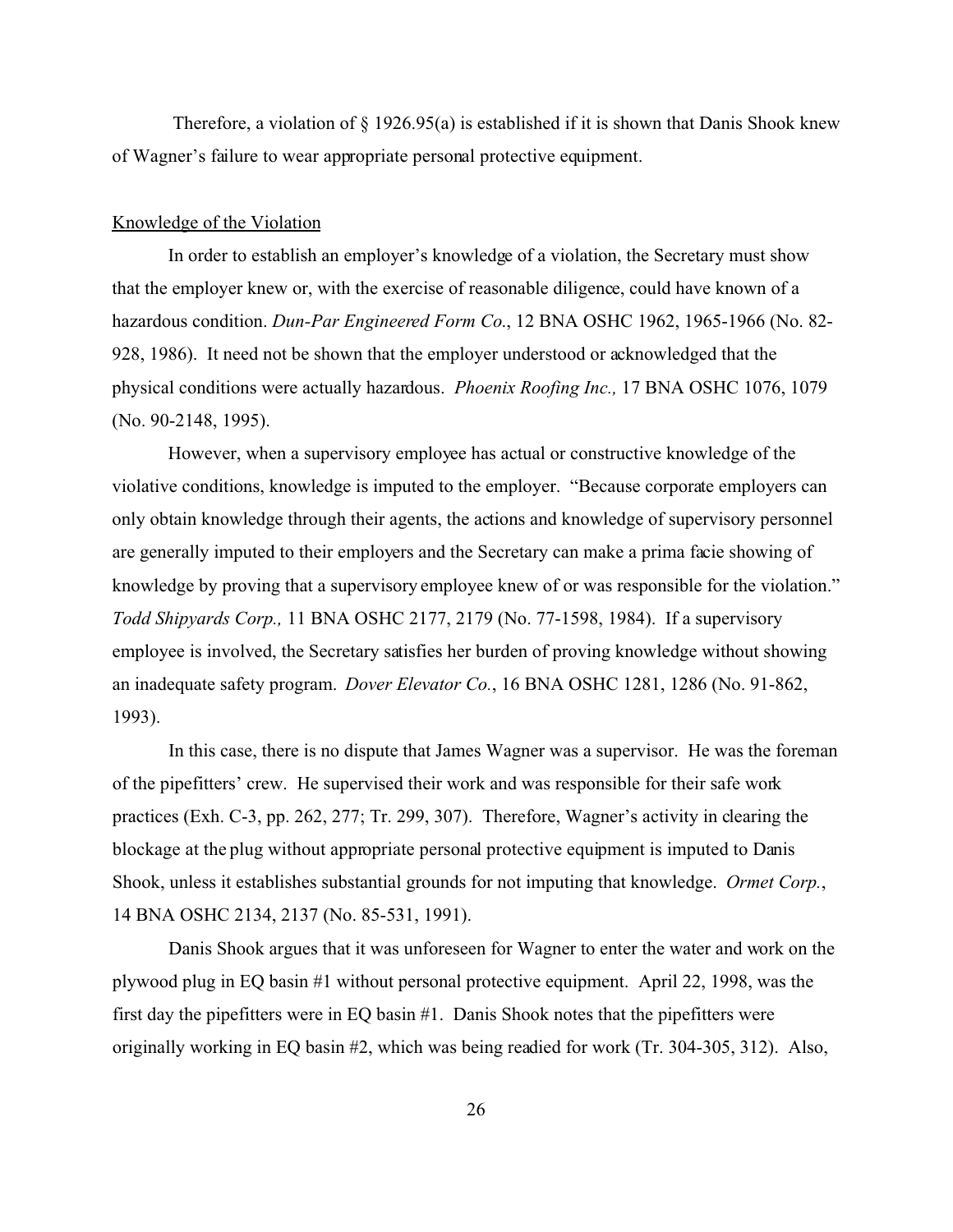Therefore, a violation of § 1926.95(a) is established if it is shown that Danis Shook knew of Wagner's failure to wear appropriate personal protective equipment.

Knowledge of the Violation

In order to establish an employer's knowledge of a violation, the Secretary must show that the employer knew or, with the exercise of reasonable diligence, could have known of a hazardous condition. *Dun-Par Engineered Form Co*., 12 BNA OSHC 1962, 1965-1966 (No. 82-928, 1986). It need not be shown that the employer understood or acknowledged that the physical conditions were actually hazardous. *Phoenix Roofing Inc.,* 17 BNA OSHC 1076, 1079 (No. 90-2148, 1995).

However, when a supervisory employee has actual or constructive knowledge of the violative conditions, knowledge is imputed to the employer. "Because corporate employers can only obtain knowledge through their agents, the actions and knowledge of supervisory personnel are generally imputed to their employers and the Secretary can make a prima facie showing of knowledge by proving that a supervisory employee knew of or was responsible for the violation." *Todd Shipyards Corp.,* 11 BNA OSHC 2177, 2179 (No. 77-1598, 1984). If a supervisory employee is involved, the Secretary satisfies her burden of proving knowledge without showing an inadequate safety program. *Dover Elevator Co.*, 16 BNA OSHC 1281, 1286 (No. 91-862, 1993).

In this case, there is no dispute that James Wagner was a supervisor. He was the foreman of the pipefitters' crew. He supervised their work and was responsible for their safe work practices (Exh. C-3, pp. 262, 277; Tr. 299, 307). Therefore, Wagner's activity in clearing the blockage at the plug without appropriate personal protective equipment is imputed to Danis Shook, unless it establishes substantial grounds for not imputing that knowledge. *Ormet Corp.*, 14 BNA OSHC 2134, 2137 (No. 85-531, 1991).

Danis Shook argues that it was unforeseen for Wagner to enter the water and work on the plywood plug in EQ basin #1 without personal protective equipment. April 22, 1998, was the first day the pipefitters were in EQ basin #1. Danis Shook notes that the pipefitters were originally working in EQ basin #2, which was being readied for work (Tr. 304-305, 312). Also,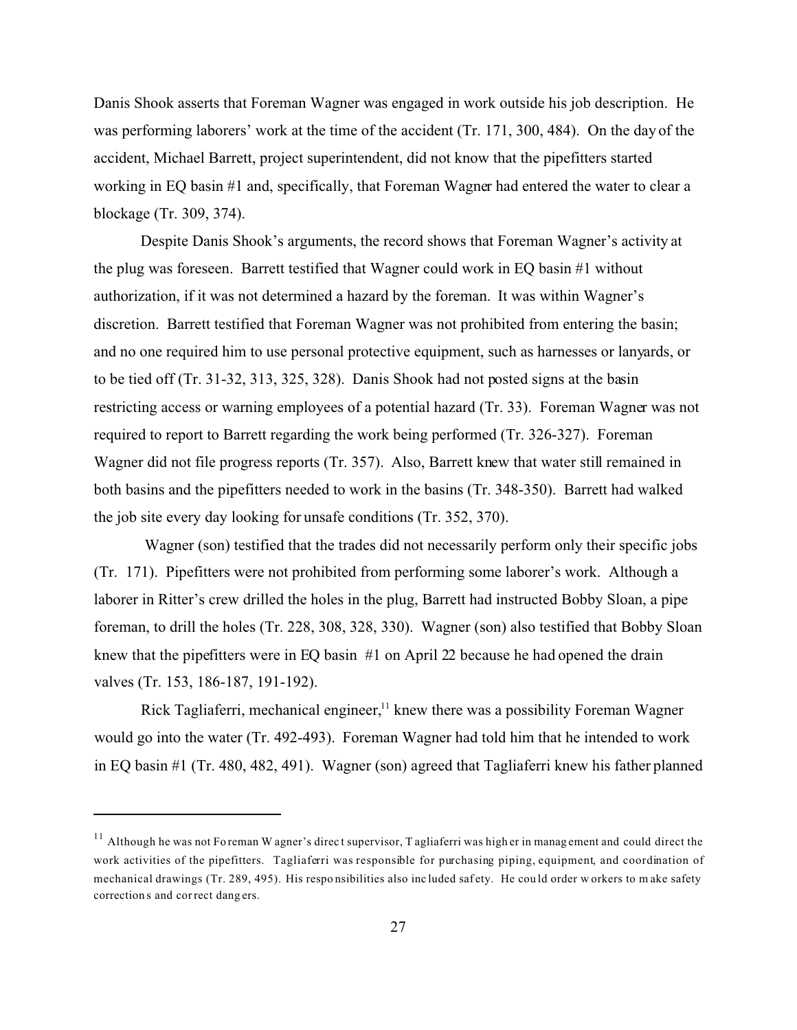Danis Shook asserts that Foreman Wagner was engaged in work outside his job description. He was performing laborers' work at the time of the accident (Tr. 171, 300, 484). On the day of the accident, Michael Barrett, project superintendent, did not know that the pipefitters started working in EQ basin #1 and, specifically, that Foreman Wagner had entered the water to clear a blockage (Tr. 309, 374).

Despite Danis Shook's arguments, the record shows that Foreman Wagner's activity at the plug was foreseen. Barrett testified that Wagner could work in EQ basin #1 without authorization, if it was not determined a hazard by the foreman. It was within Wagner's discretion. Barrett testified that Foreman Wagner was not prohibited from entering the basin; and no one required him to use personal protective equipment, such as harnesses or lanyards, or to be tied off (Tr. 31-32, 313, 325, 328). Danis Shook had not posted signs at the basin restricting access or warning employees of a potential hazard (Tr. 33). Foreman Wagner was not required to report to Barrett regarding the work being performed (Tr. 326-327). Foreman Wagner did not file progress reports (Tr. 357). Also, Barrett knew that water still remained in both basins and the pipefitters needed to work in the basins (Tr. 348-350). Barrett had walked the job site every day looking for unsafe conditions (Tr. 352, 370).

Wagner (son) testified that the trades did not necessarily perform only their specific jobs (Tr. 171). Pipefitters were not prohibited from performing some laborer's work. Although a laborer in Ritter's crew drilled the holes in the plug, Barrett had instructed Bobby Sloan, a pipe foreman, to drill the holes (Tr. 228, 308, 328, 330). Wagner (son) also testified that Bobby Sloan knew that the pipefitters were in EQ basin #1 on April 22 because he had opened the drain valves (Tr. 153, 186-187, 191-192).

Rick Tagliaferri, mechanical engineer,[11] knew there was a possibility Foreman Wagner would go into the water (Tr. 492-493). Foreman Wagner had told him that he intended to work in EQ basin #1 (Tr. 480, 482, 491). Wagner (son) agreed that Tagliaferri knew his father planned

---

[11] Although he was not Foreman Wagner's direct supervisor, Tagliaferri was higher in management and could direct the work activities of the pipefitters. Tagliaferri was responsible for purchasing piping, equipment, and coordination of mechanical drawings (Tr. 289, 495). His responsibilities also included safety. He could order workers to make safety corrections and correct dangers.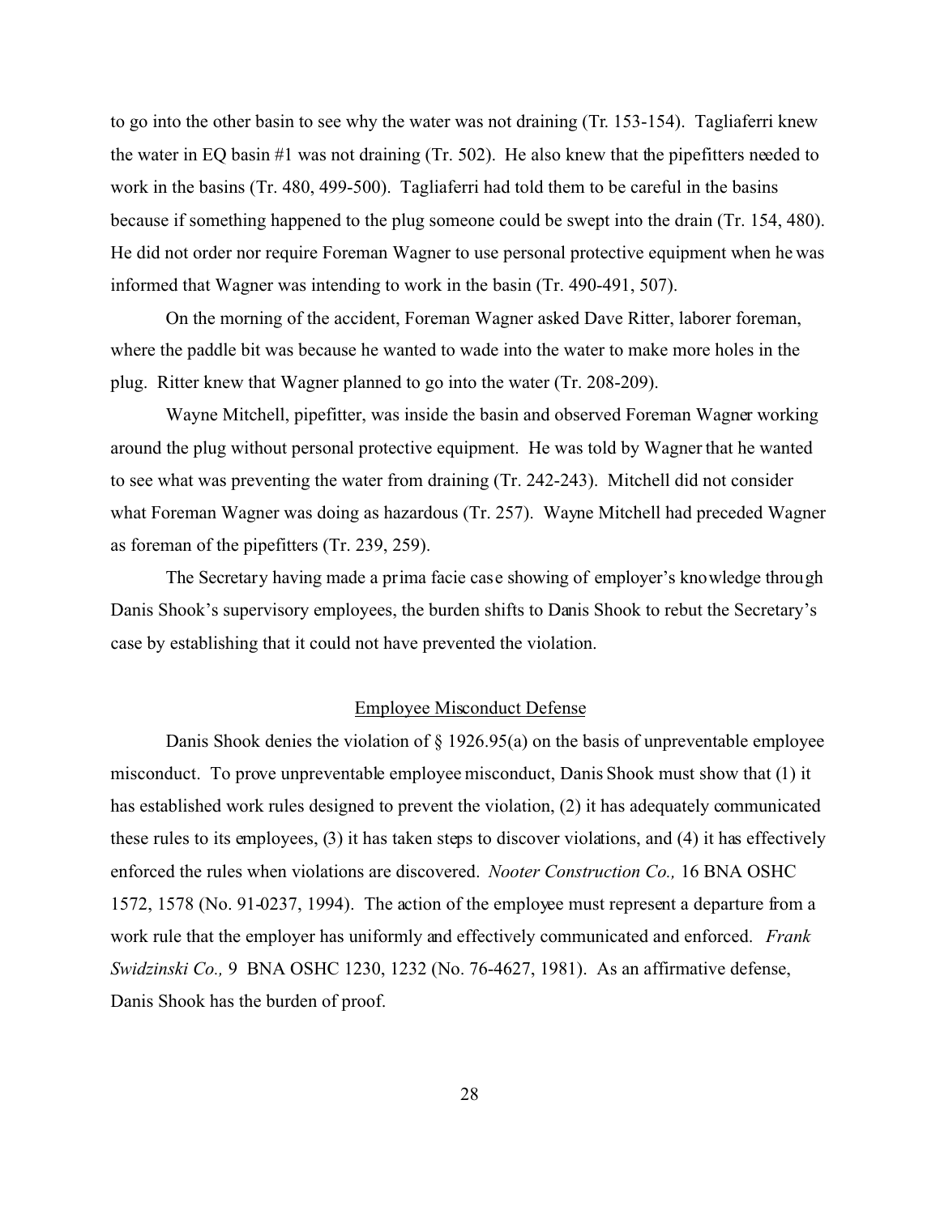to go into the other basin to see why the water was not draining (Tr. 153-154). Tagliaferri knew the water in EQ basin #1 was not draining (Tr. 502). He also knew that the pipefitters needed to work in the basins (Tr. 480, 499-500). Tagliaferri had told them to be careful in the basins because if something happened to the plug someone could be swept into the drain (Tr. 154, 480). He did not order nor require Foreman Wagner to use personal protective equipment when he was informed that Wagner was intending to work in the basin (Tr. 490-491, 507).

On the morning of the accident, Foreman Wagner asked Dave Ritter, laborer foreman, where the paddle bit was because he wanted to wade into the water to make more holes in the plug. Ritter knew that Wagner planned to go into the water (Tr. 208-209).

Wayne Mitchell, pipefitter, was inside the basin and observed Foreman Wagner working around the plug without personal protective equipment. He was told by Wagner that he wanted to see what was preventing the water from draining (Tr. 242-243). Mitchell did not consider what Foreman Wagner was doing as hazardous (Tr. 257). Wayne Mitchell had preceded Wagner as foreman of the pipefitters (Tr. 239, 259).

The Secretary having made a prima facie case showing of employer's knowledge through Danis Shook's supervisory employees, the burden shifts to Danis Shook to rebut the Secretary's case by establishing that it could not have prevented the violation.

## Employee Misconduct Defense

Danis Shook denies the violation of § 1926.95(a) on the basis of unpreventable employee misconduct. To prove unpreventable employee misconduct, Danis Shook must show that (1) it has established work rules designed to prevent the violation, (2) it has adequately communicated these rules to its employees, (3) it has taken steps to discover violations, and (4) it has effectively enforced the rules when violations are discovered. *Nooter Construction Co.,* 16 BNA OSHC 1572, 1578 (No. 91-0237, 1994). The action of the employee must represent a departure from a work rule that the employer has uniformly and effectively communicated and enforced. *Frank Swidzinski Co.,* 9 BNA OSHC 1230, 1232 (No. 76-4627, 1981). As an affirmative defense, Danis Shook has the burden of proof.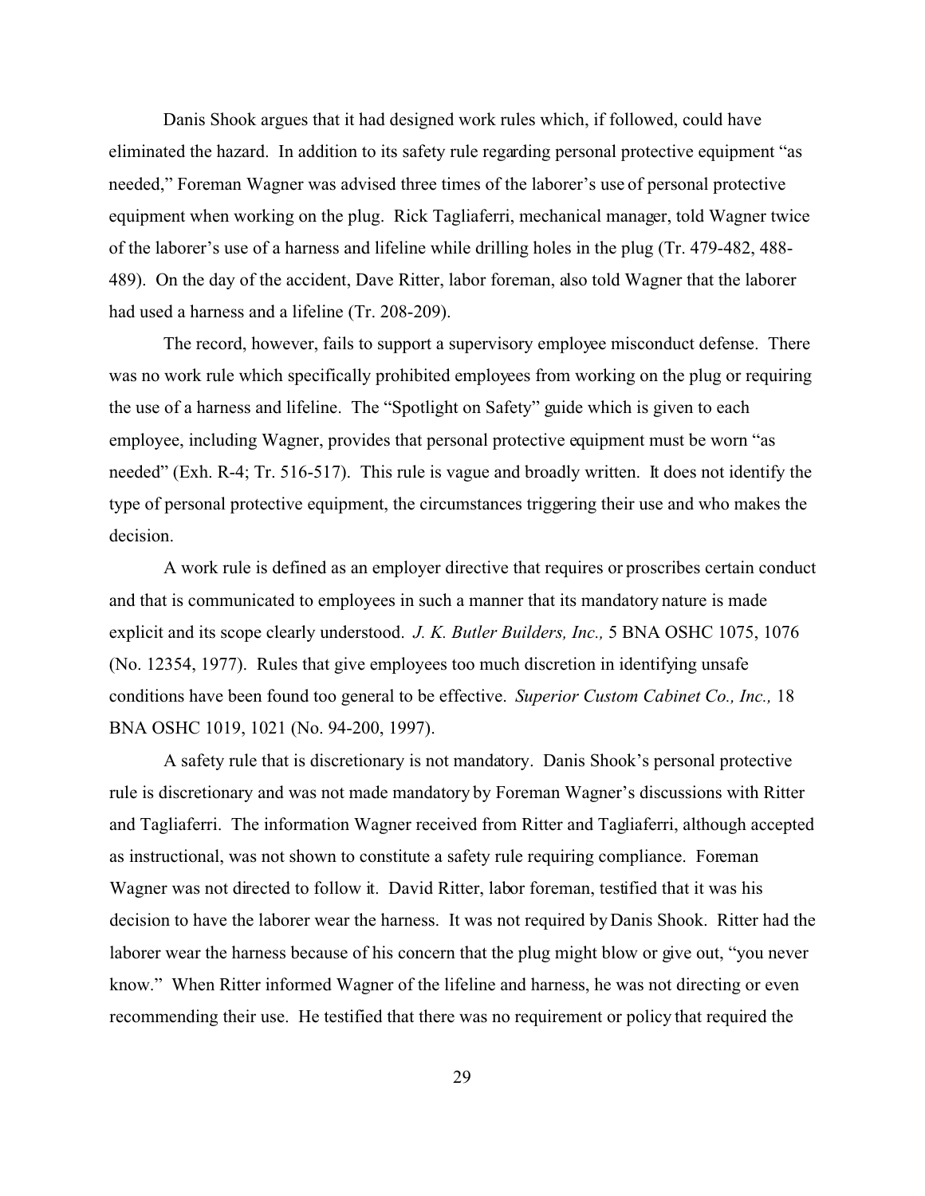Danis Shook argues that it had designed work rules which, if followed, could have eliminated the hazard. In addition to its safety rule regarding personal protective equipment "as needed," Foreman Wagner was advised three times of the laborer's use of personal protective equipment when working on the plug. Rick Tagliaferri, mechanical manager, told Wagner twice of the laborer's use of a harness and lifeline while drilling holes in the plug (Tr. 479-482, 488-489). On the day of the accident, Dave Ritter, labor foreman, also told Wagner that the laborer had used a harness and a lifeline (Tr. 208-209).

The record, however, fails to support a supervisory employee misconduct defense. There was no work rule which specifically prohibited employees from working on the plug or requiring the use of a harness and lifeline. The "Spotlight on Safety" guide which is given to each employee, including Wagner, provides that personal protective equipment must be worn "as needed" (Exh. R-4; Tr. 516-517). This rule is vague and broadly written. It does not identify the type of personal protective equipment, the circumstances triggering their use and who makes the decision.

A work rule is defined as an employer directive that requires or proscribes certain conduct and that is communicated to employees in such a manner that its mandatory nature is made explicit and its scope clearly understood. *J. K. Butler Builders, Inc.,* 5 BNA OSHC 1075, 1076 (No. 12354, 1977). Rules that give employees too much discretion in identifying unsafe conditions have been found too general to be effective. *Superior Custom Cabinet Co., Inc.,* 18 BNA OSHC 1019, 1021 (No. 94-200, 1997).

A safety rule that is discretionary is not mandatory. Danis Shook's personal protective rule is discretionary and was not made mandatory by Foreman Wagner's discussions with Ritter and Tagliaferri. The information Wagner received from Ritter and Tagliaferri, although accepted as instructional, was not shown to constitute a safety rule requiring compliance. Foreman Wagner was not directed to follow it. David Ritter, labor foreman, testified that it was his decision to have the laborer wear the harness. It was not required by Danis Shook. Ritter had the laborer wear the harness because of his concern that the plug might blow or give out, "you never know." When Ritter informed Wagner of the lifeline and harness, he was not directing or even recommending their use. He testified that there was no requirement or policy that required the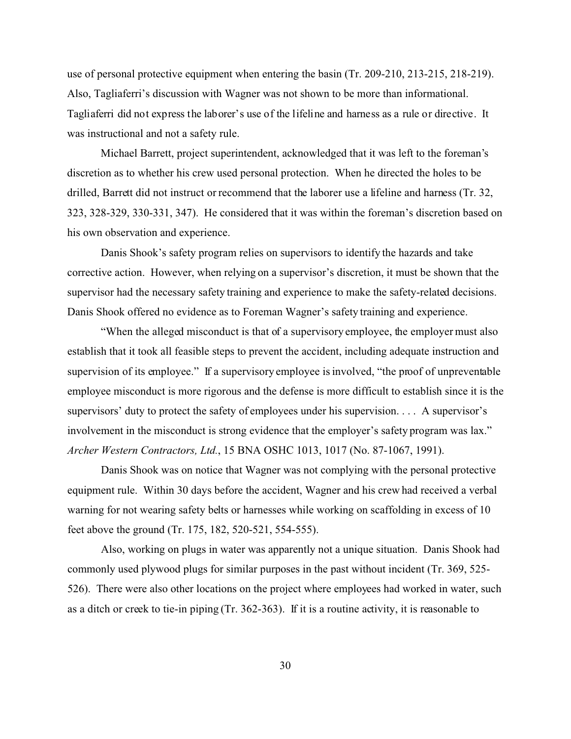use of personal protective equipment when entering the basin (Tr. 209-210, 213-215, 218-219). Also, Tagliaferri's discussion with Wagner was not shown to be more than informational. Tagliaferri did not express the laborer's use of the lifeline and harness as a rule or directive. It was instructional and not a safety rule.

Michael Barrett, project superintendent, acknowledged that it was left to the foreman's discretion as to whether his crew used personal protection. When he directed the holes to be drilled, Barrett did not instruct or recommend that the laborer use a lifeline and harness (Tr. 32, 323, 328-329, 330-331, 347). He considered that it was within the foreman's discretion based on his own observation and experience.

Danis Shook's safety program relies on supervisors to identify the hazards and take corrective action. However, when relying on a supervisor's discretion, it must be shown that the supervisor had the necessary safety training and experience to make the safety-related decisions. Danis Shook offered no evidence as to Foreman Wagner's safety training and experience.

"When the alleged misconduct is that of a supervisory employee, the employer must also establish that it took all feasible steps to prevent the accident, including adequate instruction and supervision of its employee." If a supervisory employee is involved, "the proof of unpreventable employee misconduct is more rigorous and the defense is more difficult to establish since it is the supervisors' duty to protect the safety of employees under his supervision. . . . A supervisor's involvement in the misconduct is strong evidence that the employer's safety program was lax." *Archer Western Contractors, Ltd.*, 15 BNA OSHC 1013, 1017 (No. 87-1067, 1991).

Danis Shook was on notice that Wagner was not complying with the personal protective equipment rule. Within 30 days before the accident, Wagner and his crew had received a verbal warning for not wearing safety belts or harnesses while working on scaffolding in excess of 10 feet above the ground (Tr. 175, 182, 520-521, 554-555).

Also, working on plugs in water was apparently not a unique situation. Danis Shook had commonly used plywood plugs for similar purposes in the past without incident (Tr. 369, 525-526). There were also other locations on the project where employees had worked in water, such as a ditch or creek to tie-in piping (Tr. 362-363). If it is a routine activity, it is reasonable to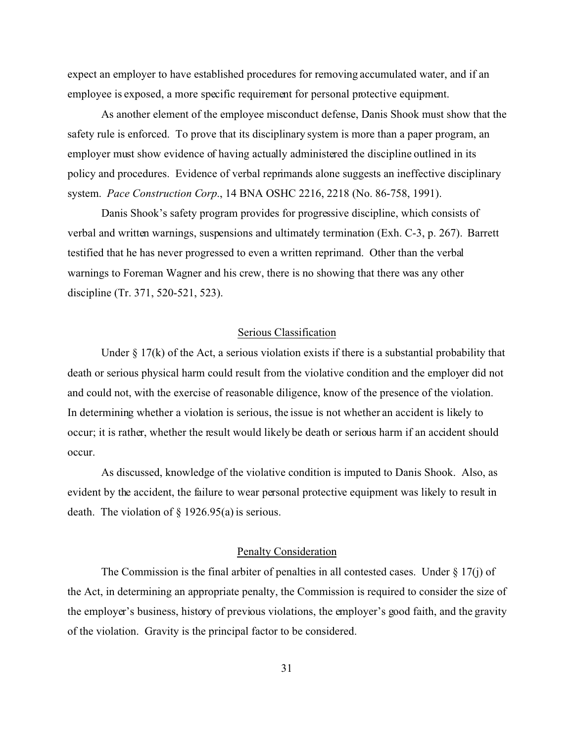expect an employer to have established procedures for removing accumulated water, and if an employee is exposed, a more specific requirement for personal protective equipment.

As another element of the employee misconduct defense, Danis Shook must show that the safety rule is enforced. To prove that its disciplinary system is more than a paper program, an employer must show evidence of having actually administered the discipline outlined in its policy and procedures. Evidence of verbal reprimands alone suggests an ineffective disciplinary system. *Pace Construction Corp.*, 14 BNA OSHC 2216, 2218 (No. 86-758, 1991).

Danis Shook's safety program provides for progressive discipline, which consists of verbal and written warnings, suspensions and ultimately termination (Exh. C-3, p. 267). Barrett testified that he has never progressed to even a written reprimand. Other than the verbal warnings to Foreman Wagner and his crew, there is no showing that there was any other discipline (Tr. 371, 520-521, 523).

## Serious Classification

Under § 17(k) of the Act, a serious violation exists if there is a substantial probability that death or serious physical harm could result from the violative condition and the employer did not and could not, with the exercise of reasonable diligence, know of the presence of the violation. In determining whether a violation is serious, the issue is not whether an accident is likely to occur; it is rather, whether the result would likely be death or serious harm if an accident should occur.

As discussed, knowledge of the violative condition is imputed to Danis Shook. Also, as evident by the accident, the failure to wear personal protective equipment was likely to result in death. The violation of § 1926.95(a) is serious.

## Penalty Consideration

The Commission is the final arbiter of penalties in all contested cases. Under § 17(j) of the Act, in determining an appropriate penalty, the Commission is required to consider the size of the employer's business, history of previous violations, the employer's good faith, and the gravity of the violation. Gravity is the principal factor to be considered.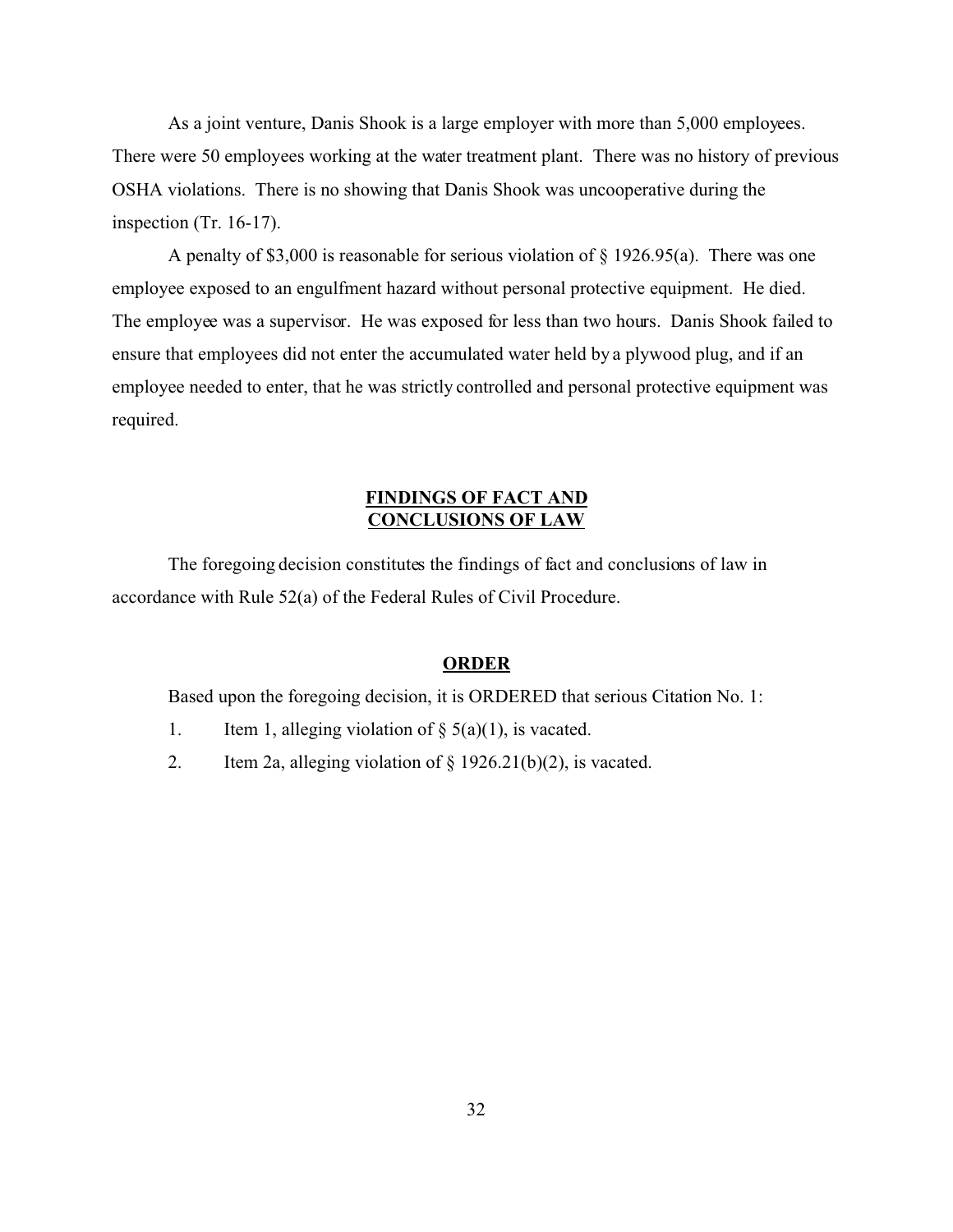As a joint venture, Danis Shook is a large employer with more than 5,000 employees. There were 50 employees working at the water treatment plant. There was no history of previous OSHA violations. There is no showing that Danis Shook was uncooperative during the inspection (Tr. 16-17).

A penalty of $3,000 is reasonable for serious violation of § 1926.95(a). There was one employee exposed to an engulfment hazard without personal protective equipment. He died. The employee was a supervisor. He was exposed for less than two hours. Danis Shook failed to ensure that employees did not enter the accumulated water held by a plywood plug, and if an employee needed to enter, that he was strictly controlled and personal protective equipment was required.

## FINDINGS OF FACT AND CONCLUSIONS OF LAW

The foregoing decision constitutes the findings of fact and conclusions of law in accordance with Rule 52(a) of the Federal Rules of Civil Procedure.

## ORDER

Based upon the foregoing decision, it is ORDERED that serious Citation No. 1:

1. Item 1, alleging violation of § 5(a)(1), is vacated.
2. Item 2a, alleging violation of § 1926.21(b)(2), is vacated.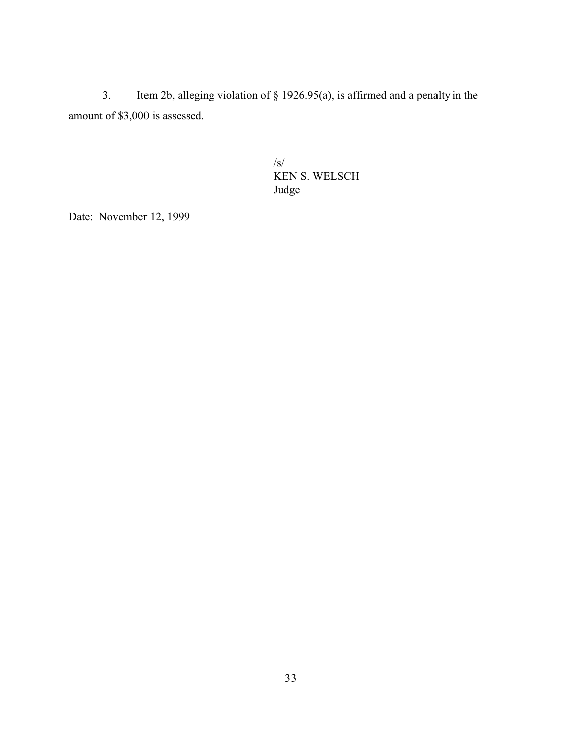3. Item 2b, alleging violation of § 1926.95(a), is affirmed and a penalty in the amount of $3,000 is assessed.

/s/
KEN S. WELSCH
Judge

Date: November 12, 1999